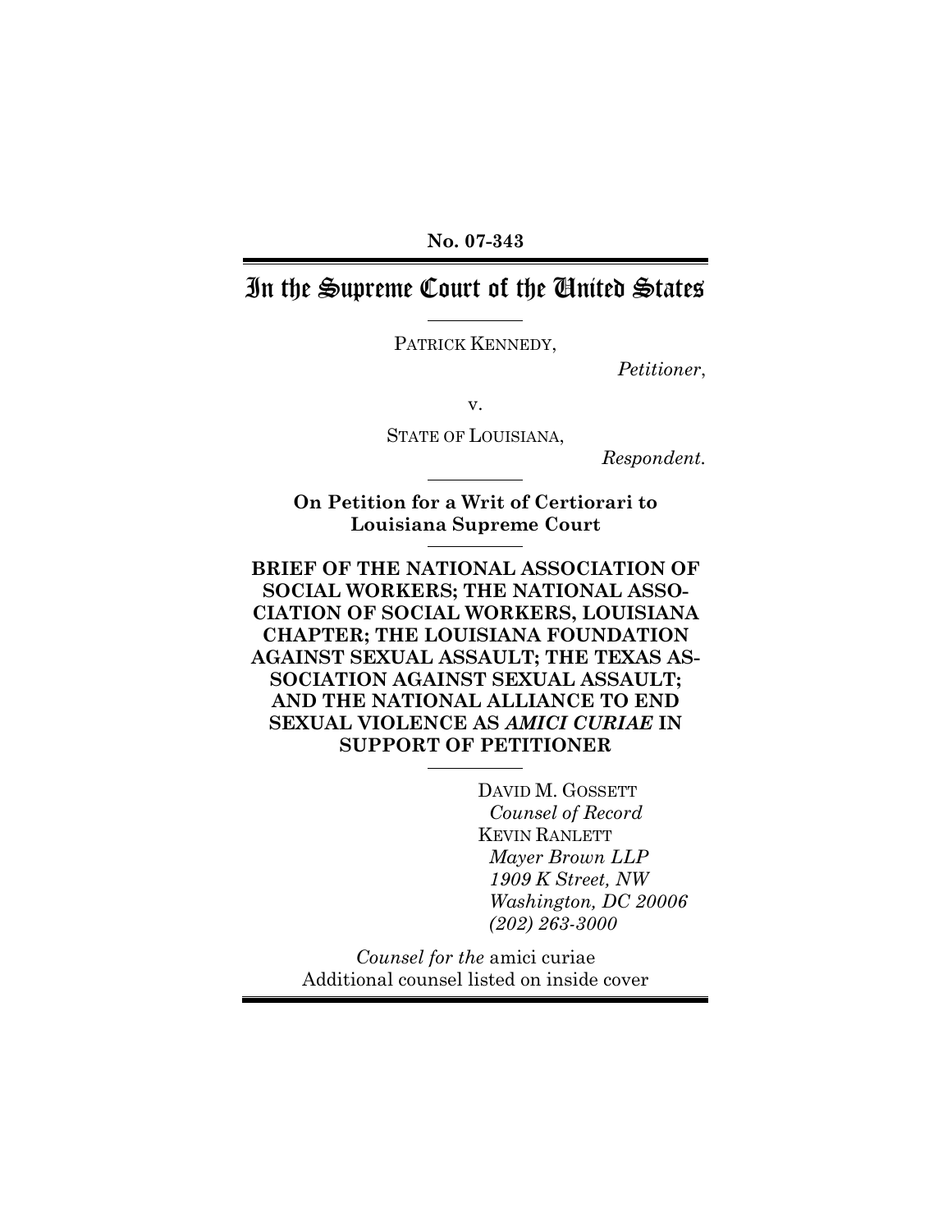**No. 07-343**

# In the Supreme Court of the United States

PATRICK KENNEDY,

*Petitioner*,

v.

STATE OF LOUISIANA,

*Respondent.*

**On Petition for a Writ of Certiorari to Louisiana Supreme Court**

**BRIEF OF THE NATIONAL ASSOCIATION OF SOCIAL WORKERS; THE NATIONAL ASSOCIATION OF SOCIAL WORKERS, LOUISIANA CHAPTER; THE LOUISIANA FOUNDATION AGAINST SEXUAL ASSAULT; THE TEXAS ASSOCIATION AGAINST SEXUAL ASSAULT; AND THE NATIONAL ALLIANCE TO END SEXUAL VIOLENCE AS *AMICI CURIAE* IN SUPPORT OF PETITIONER**

DAVID M. GOSSETT
*Counsel of Record*
KEVIN RANLETT
*Mayer Brown LLP*
*1909 K Street, NW*
*Washington, DC 20006*
*(202) 263-3000*

*Counsel for the* amici curiae
Additional counsel listed on inside cover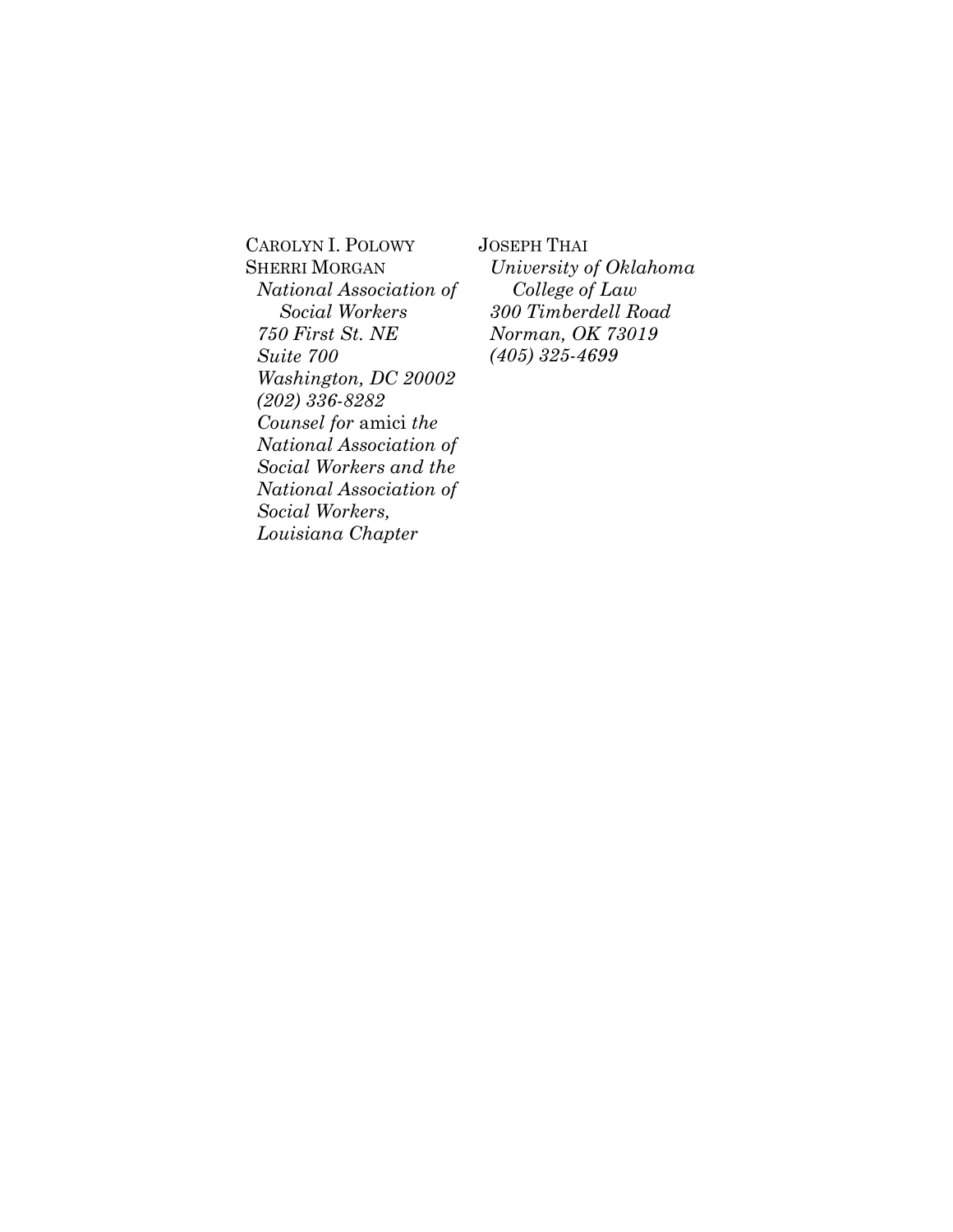CAROLYN I. POLOWY
SHERRI MORGAN
*National Association of Social Workers*
*750 First St. NE*
*Suite 700*
*Washington, DC 20002*
*(202) 336-8282*
*Counsel for* amici *the National Association of Social Workers and the National Association of Social Workers, Louisiana Chapter*

JOSEPH THAI
*University of Oklahoma College of Law*
*300 Timberdell Road*
*Norman, OK 73019*
*(405) 325-4699*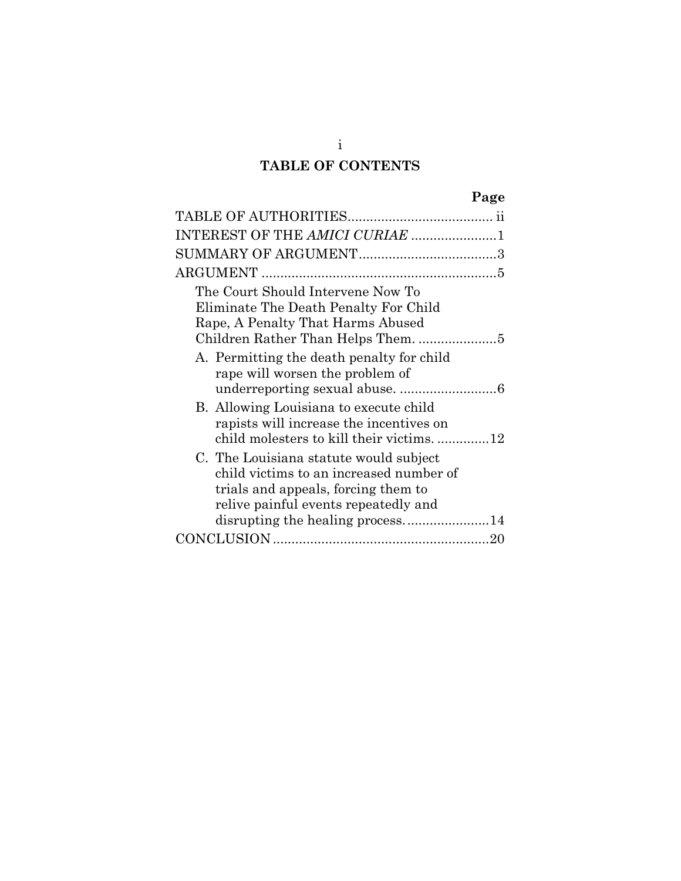# TABLE OF CONTENTS

| | Page |
|---|---|
| TABLE OF AUTHORITIES | ii |
| INTEREST OF THE *AMICI CURIAE* | 1 |
| SUMMARY OF ARGUMENT | 3 |
| ARGUMENT | 5 |
| The Court Should Intervene Now To Eliminate The Death Penalty For Child Rape, A Penalty That Harms Abused Children Rather Than Helps Them. | 5 |
| A. Permitting the death penalty for child rape will worsen the problem of underreporting sexual abuse. | 6 |
| B. Allowing Louisiana to execute child rapists will increase the incentives on child molesters to kill their victims. | 12 |
| C. The Louisiana statute would subject child victims to an increased number of trials and appeals, forcing them to relive painful events repeatedly and disrupting the healing process. | 14 |
| CONCLUSION | 20 |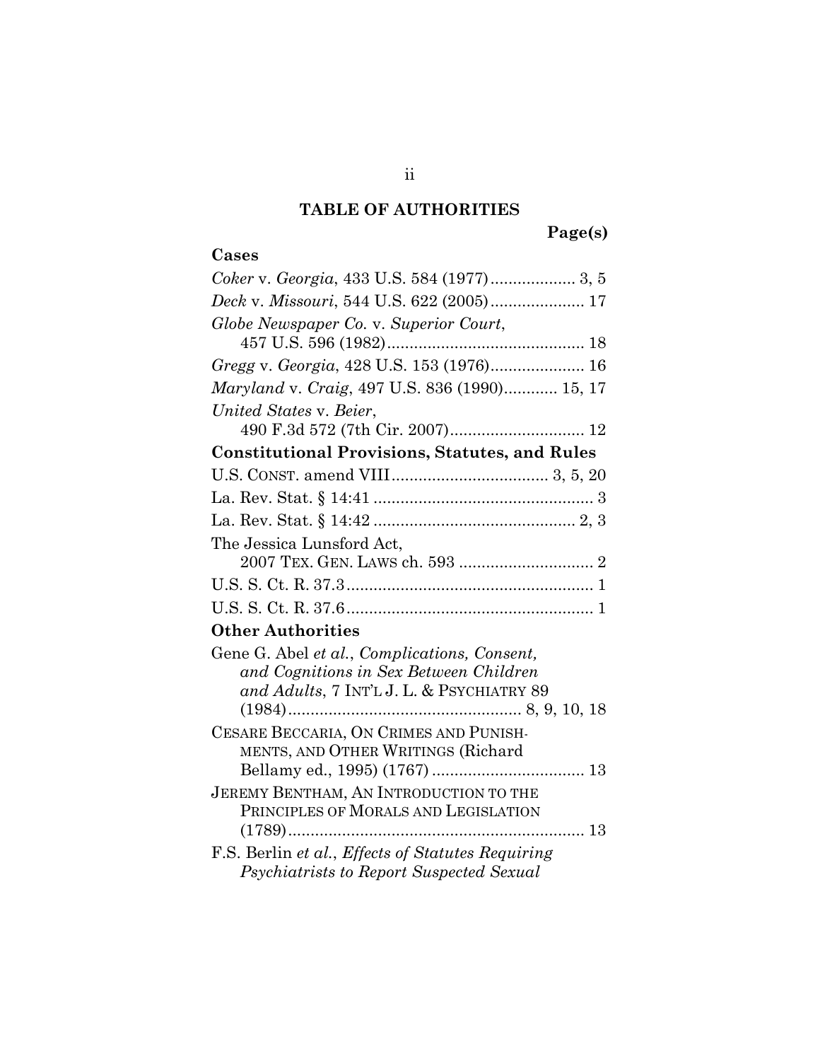# TABLE OF AUTHORITIES

**Page(s)**

## Cases

*Coker* v. *Georgia*, 433 U.S. 584 (1977) .................. 3, 5

*Deck* v. *Missouri*, 544 U.S. 622 (2005) .................... 17

*Globe Newspaper Co.* v. *Superior Court*, 457 U.S. 596 (1982) ........................................... 18

*Gregg* v. *Georgia*, 428 U.S. 153 (1976) .................... 16

*Maryland* v. *Craig*, 497 U.S. 836 (1990) ........... 15, 17

*United States* v. *Beier*, 490 F.3d 572 (7th Cir. 2007) ............................. 12

## Constitutional Provisions, Statutes, and Rules

U.S. CONST. amend VIII .................................. 3, 5, 20

La. Rev. Stat. § 14:41 ................................................ 3

La. Rev. Stat. § 14:42 ............................................ 2, 3

The Jessica Lunsford Act, 2007 TEX. GEN. LAWS ch. 593 ............................. 2

U.S. S. Ct. R. 37.3 ...................................................... 1

U.S. S. Ct. R. 37.6 ...................................................... 1

## Other Authorities

Gene G. Abel *et al.*, *Complications, Consent, and Cognitions in Sex Between Children and Adults*, 7 INT'L J. L. & PSYCHIATRY 89 (1984) .................................................... 8, 9, 10, 18

CESARE BECCARIA, ON CRIMES AND PUNISHMENTS, AND OTHER WRITINGS (Richard Bellamy ed., 1995) (1767) ................................. 13

JEREMY BENTHAM, AN INTRODUCTION TO THE PRINCIPLES OF MORALS AND LEGISLATION (1789) .................................................................. 13

F.S. Berlin *et al.*, *Effects of Statutes Requiring Psychiatrists to Report Suspected Sexual*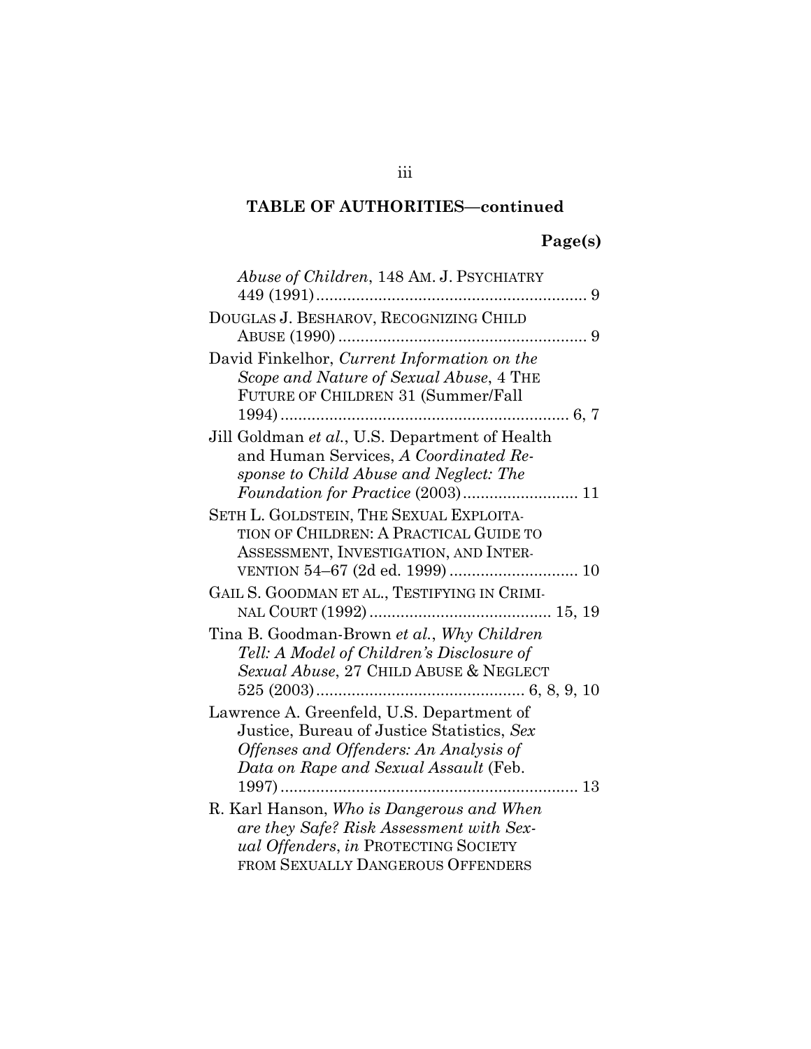**TABLE OF AUTHORITIES—continued**

**Page(s)**

*Abuse of Children*, 148 AM. J. PSYCHIATRY 449 (1991)............................................................. 9

DOUGLAS J. BESHAROV, RECOGNIZING CHILD ABUSE (1990)........................................................ 9

David Finkelhor, *Current Information on the Scope and Nature of Sexual Abuse*, 4 THE FUTURE OF CHILDREN 31 (Summer/Fall 1994)................................................................. 6, 7

Jill Goldman *et al.*, U.S. Department of Health and Human Services, *A Coordinated Response to Child Abuse and Neglect: The Foundation for Practice* (2003).......................... 11

SETH L. GOLDSTEIN, THE SEXUAL EXPLOITATION OF CHILDREN: A PRACTICAL GUIDE TO ASSESSMENT, INVESTIGATION, AND INTERVENTION 54–67 (2d ed. 1999)............................ 10

GAIL S. GOODMAN ET AL., TESTIFYING IN CRIMINAL COURT (1992)......................................... 15, 19

Tina B. Goodman-Brown *et al.*, *Why Children Tell: A Model of Children's Disclosure of Sexual Abuse*, 27 CHILD ABUSE & NEGLECT 525 (2003)............................................... 6, 8, 9, 10

Lawrence A. Greenfeld, U.S. Department of Justice, Bureau of Justice Statistics, *Sex Offenses and Offenders: An Analysis of Data on Rape and Sexual Assault* (Feb. 1997)................................................................... 13

R. Karl Hanson, *Who is Dangerous and When are they Safe? Risk Assessment with Sexual Offenders*, *in* PROTECTING SOCIETY FROM SEXUALLY DANGEROUS OFFENDERS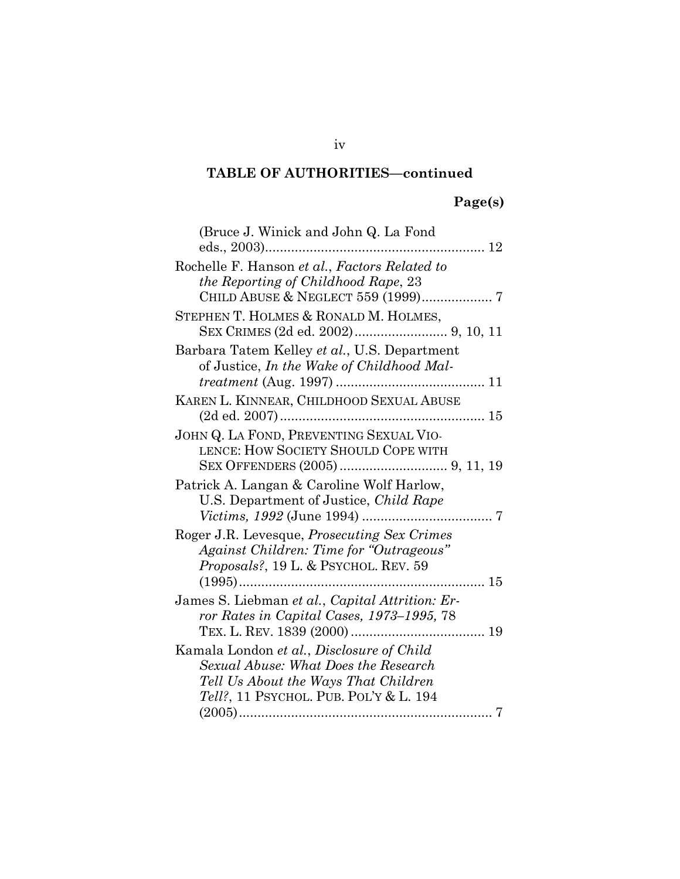**TABLE OF AUTHORITIES—continued**

**Page(s)**

(Bruce J. Winick and John Q. La Fond eds., 2003) ........................................................ 12

Rochelle F. Hanson *et al.*, *Factors Related to the Reporting of Childhood Rape*, 23 CHILD ABUSE & NEGLECT 559 (1999) .................. 7

STEPHEN T. HOLMES & RONALD M. HOLMES, SEX CRIMES (2d ed. 2002) ......................... 9, 10, 11

Barbara Tatem Kelley *et al.*, U.S. Department of Justice, *In the Wake of Childhood Maltreatment* (Aug. 1997) ........................................ 11

KAREN L. KINNEAR, CHILDHOOD SEXUAL ABUSE (2d ed. 2007) ...................................................... 15

JOHN Q. LA FOND, PREVENTING SEXUAL VIOLENCE: HOW SOCIETY SHOULD COPE WITH SEX OFFENDERS (2005) ............................ 9, 11, 19

Patrick A. Langan & Caroline Wolf Harlow, U.S. Department of Justice, *Child Rape Victims, 1992* (June 1994) .................................. 7

Roger J.R. Levesque, *Prosecuting Sex Crimes Against Children: Time for "Outrageous" Proposals?*, 19 L. & PSYCHOL. REV. 59 (1995) ................................................................. 15

James S. Liebman *et al.*, *Capital Attrition: Error Rates in Capital Cases, 1973–1995,* 78 TEX. L. REV. 1839 (2000) ................................... 19

Kamala London *et al.*, *Disclosure of Child Sexual Abuse: What Does the Research Tell Us About the Ways That Children Tell?*, 11 PSYCHOL. PUB. POL'Y & L. 194 (2005) ................................................................... 7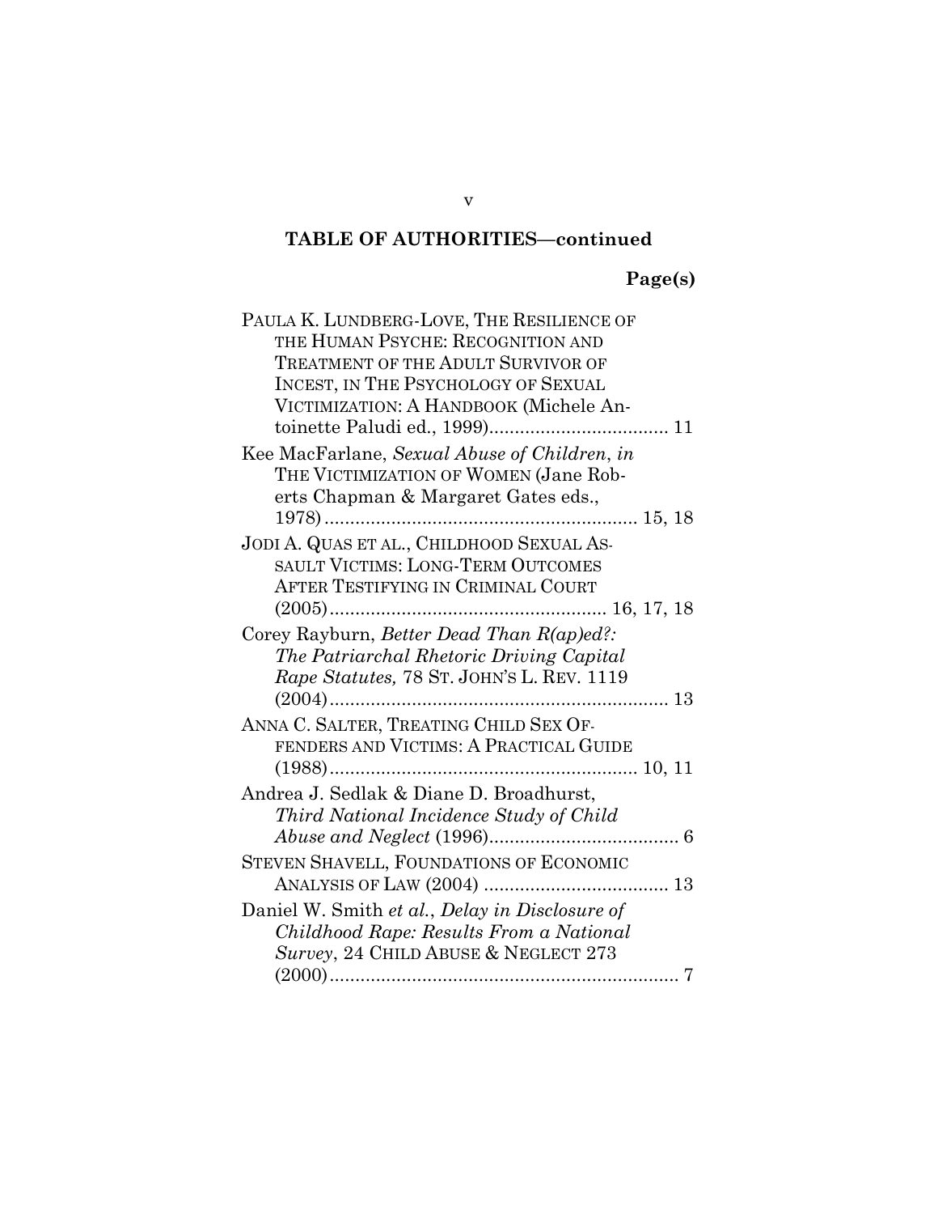**TABLE OF AUTHORITIES—continued**

**Page(s)**

PAULA K. LUNDBERG-LOVE, THE RESILIENCE OF THE HUMAN PSYCHE: RECOGNITION AND TREATMENT OF THE ADULT SURVIVOR OF INCEST, IN THE PSYCHOLOGY OF SEXUAL VICTIMIZATION: A HANDBOOK (Michele Antoinette Paludi ed., 1999).................................. 11

Kee MacFarlane, *Sexual Abuse of Children*, *in* THE VICTIMIZATION OF WOMEN (Jane Roberts Chapman & Margaret Gates eds., 1978)............................................................ 15, 18

JODI A. QUAS ET AL., CHILDHOOD SEXUAL ASSAULT VICTIMS: LONG-TERM OUTCOMES AFTER TESTIFYING IN CRIMINAL COURT (2005)..................................................... 16, 17, 18

Corey Rayburn, *Better Dead Than R(ap)ed?: The Patriarchal Rhetoric Driving Capital Rape Statutes,* 78 ST. JOHN'S L. REV. 1119 (2004)................................................................. 13

ANNA C. SALTER, TREATING CHILD SEX OFFENDERS AND VICTIMS: A PRACTICAL GUIDE (1988)........................................................... 10, 11

Andrea J. Sedlak & Diane D. Broadhurst, *Third National Incidence Study of Child Abuse and Neglect* (1996).................................... 6

STEVEN SHAVELL, FOUNDATIONS OF ECONOMIC ANALYSIS OF LAW (2004) ................................... 13

Daniel W. Smith *et al.*, *Delay in Disclosure of Childhood Rape: Results From a National Survey*, 24 CHILD ABUSE & NEGLECT 273 (2000)................................................................... 7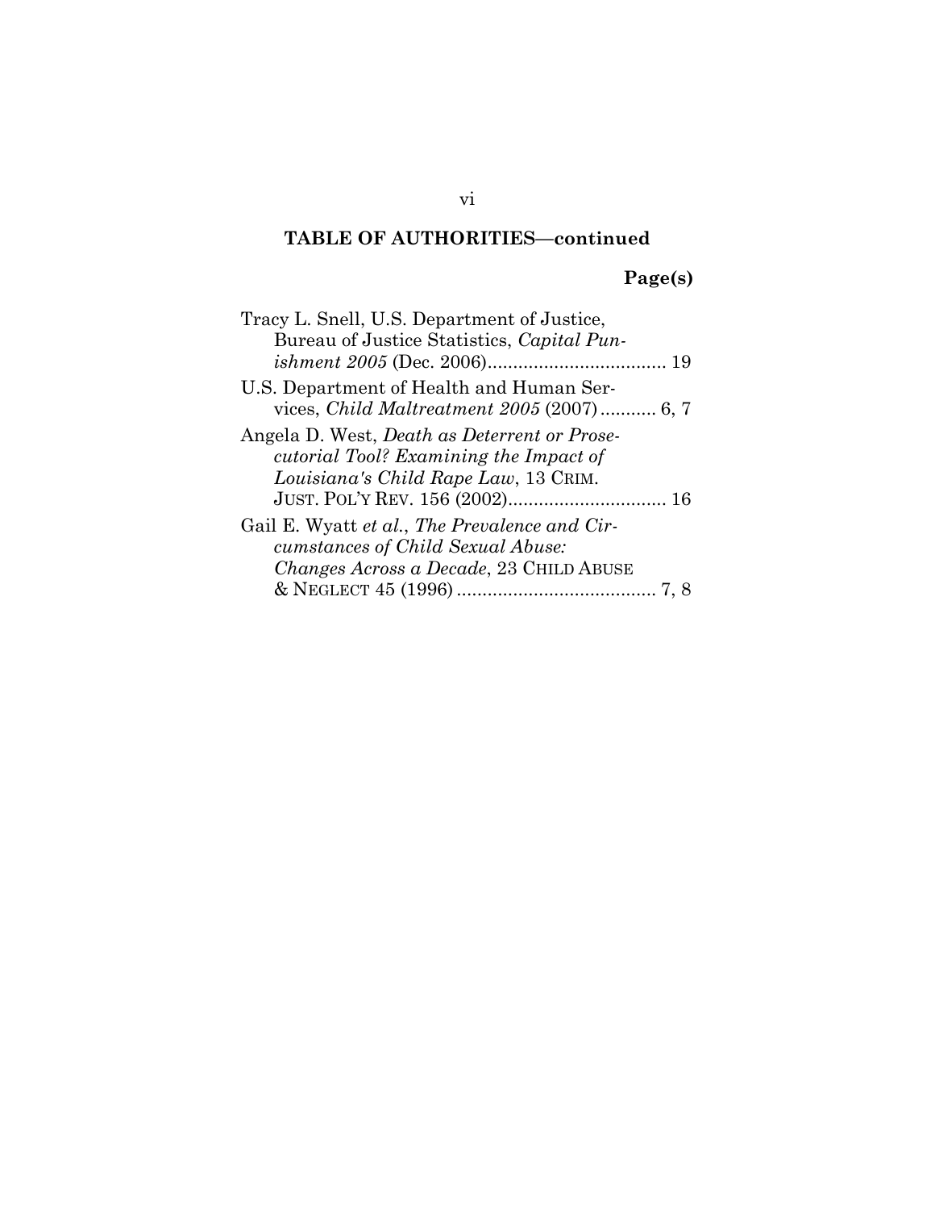## TABLE OF AUTHORITIES—continued

**Page(s)**

Tracy L. Snell, U.S. Department of Justice, Bureau of Justice Statistics, *Capital Punishment 2005* (Dec. 2006) .................................. 19

U.S. Department of Health and Human Services, *Child Maltreatment 2005* (2007) ........... 6, 7

Angela D. West, *Death as Deterrent or Prosecutorial Tool? Examining the Impact of Louisiana's Child Rape Law*, 13 CRIM. JUST. POL'Y REV. 156 (2002) ............................... 16

Gail E. Wyatt *et al.*, *The Prevalence and Circumstances of Child Sexual Abuse: Changes Across a Decade*, 23 CHILD ABUSE & NEGLECT 45 (1996) ....................................... 7, 8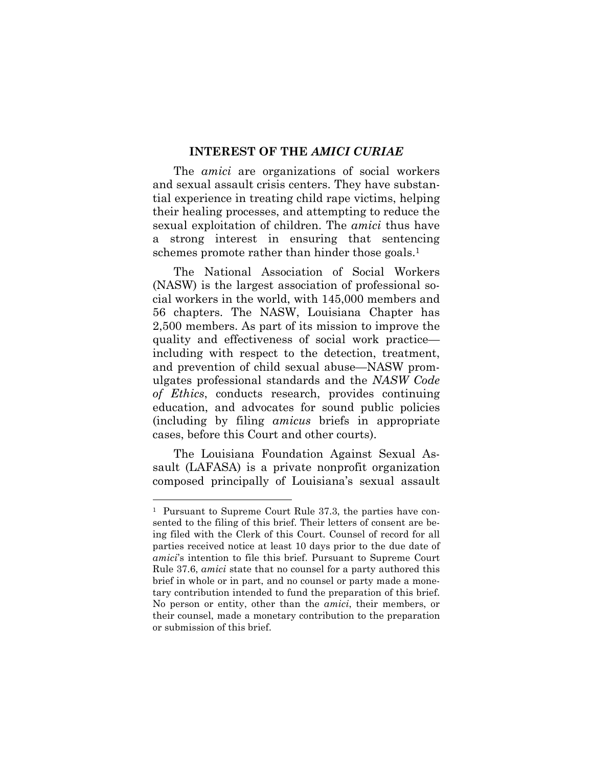## INTEREST OF THE *AMICI CURIAE*

The *amici* are organizations of social workers and sexual assault crisis centers. They have substantial experience in treating child rape victims, helping their healing processes, and attempting to reduce the sexual exploitation of children. The *amici* thus have a strong interest in ensuring that sentencing schemes promote rather than hinder those goals.[1]

The National Association of Social Workers (NASW) is the largest association of professional social workers in the world, with 145,000 members and 56 chapters. The NASW, Louisiana Chapter has 2,500 members. As part of its mission to improve the quality and effectiveness of social work practice—including with respect to the detection, treatment, and prevention of child sexual abuse—NASW promulgates professional standards and the *NASW Code of Ethics*, conducts research, provides continuing education, and advocates for sound public policies (including by filing *amicus* briefs in appropriate cases, before this Court and other courts).

The Louisiana Foundation Against Sexual Assault (LAFASA) is a private nonprofit organization composed principally of Louisiana's sexual assault

---

[1] Pursuant to Supreme Court Rule 37.3, the parties have consented to the filing of this brief. Their letters of consent are being filed with the Clerk of this Court. Counsel of record for all parties received notice at least 10 days prior to the due date of *amici*'s intention to file this brief. Pursuant to Supreme Court Rule 37.6, *amici* state that no counsel for a party authored this brief in whole or in part, and no counsel or party made a monetary contribution intended to fund the preparation of this brief. No person or entity, other than the *amici*, their members, or their counsel, made a monetary contribution to the preparation or submission of this brief.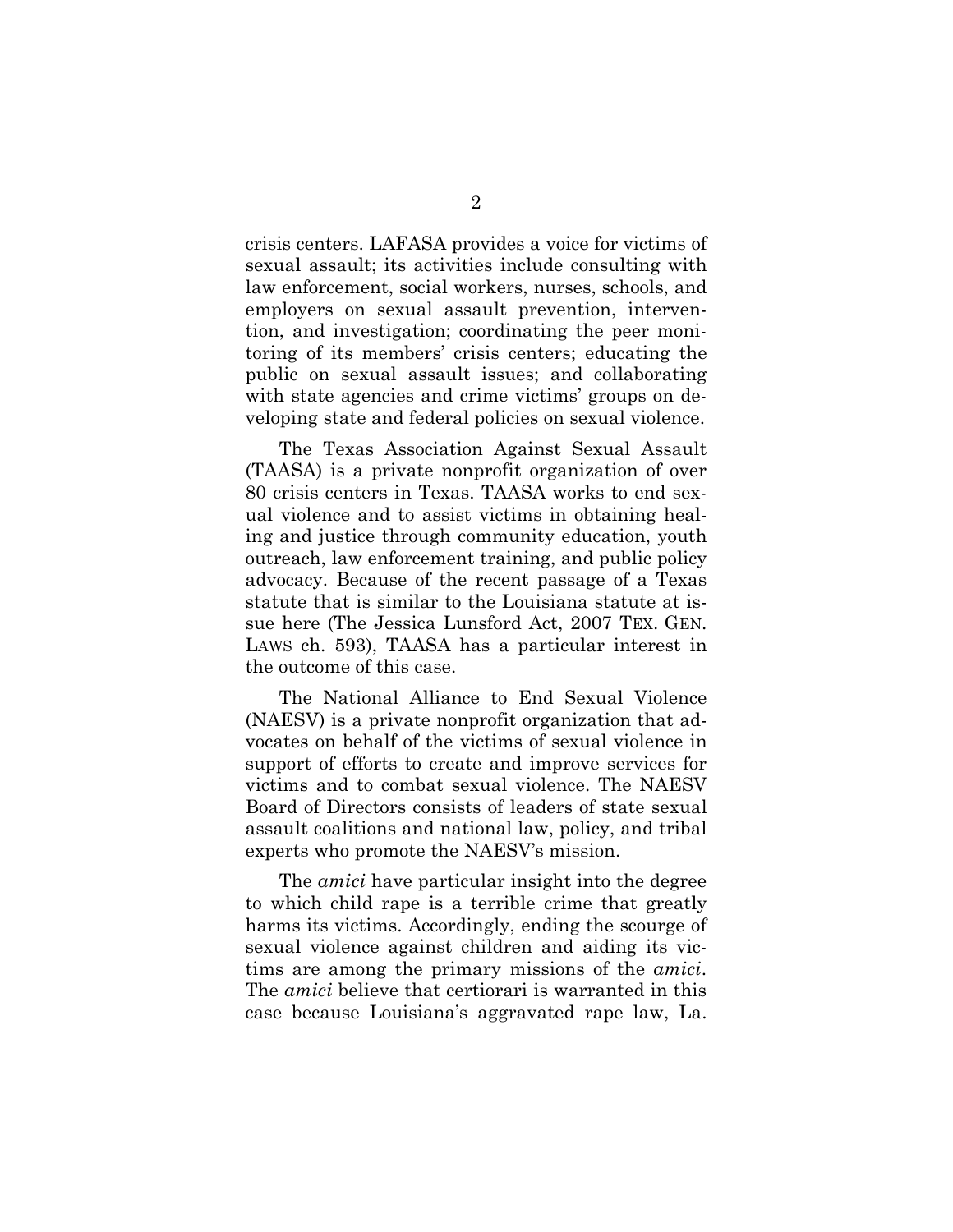crisis centers. LAFASA provides a voice for victims of sexual assault; its activities include consulting with law enforcement, social workers, nurses, schools, and employers on sexual assault prevention, intervention, and investigation; coordinating the peer monitoring of its members' crisis centers; educating the public on sexual assault issues; and collaborating with state agencies and crime victims' groups on developing state and federal policies on sexual violence.

The Texas Association Against Sexual Assault (TAASA) is a private nonprofit organization of over 80 crisis centers in Texas. TAASA works to end sexual violence and to assist victims in obtaining healing and justice through community education, youth outreach, law enforcement training, and public policy advocacy. Because of the recent passage of a Texas statute that is similar to the Louisiana statute at issue here (The Jessica Lunsford Act, 2007 TEX. GEN. LAWS ch. 593), TAASA has a particular interest in the outcome of this case.

The National Alliance to End Sexual Violence (NAESV) is a private nonprofit organization that advocates on behalf of the victims of sexual violence in support of efforts to create and improve services for victims and to combat sexual violence. The NAESV Board of Directors consists of leaders of state sexual assault coalitions and national law, policy, and tribal experts who promote the NAESV's mission.

The *amici* have particular insight into the degree to which child rape is a terrible crime that greatly harms its victims. Accordingly, ending the scourge of sexual violence against children and aiding its victims are among the primary missions of the *amici*. The *amici* believe that certiorari is warranted in this case because Louisiana's aggravated rape law, La.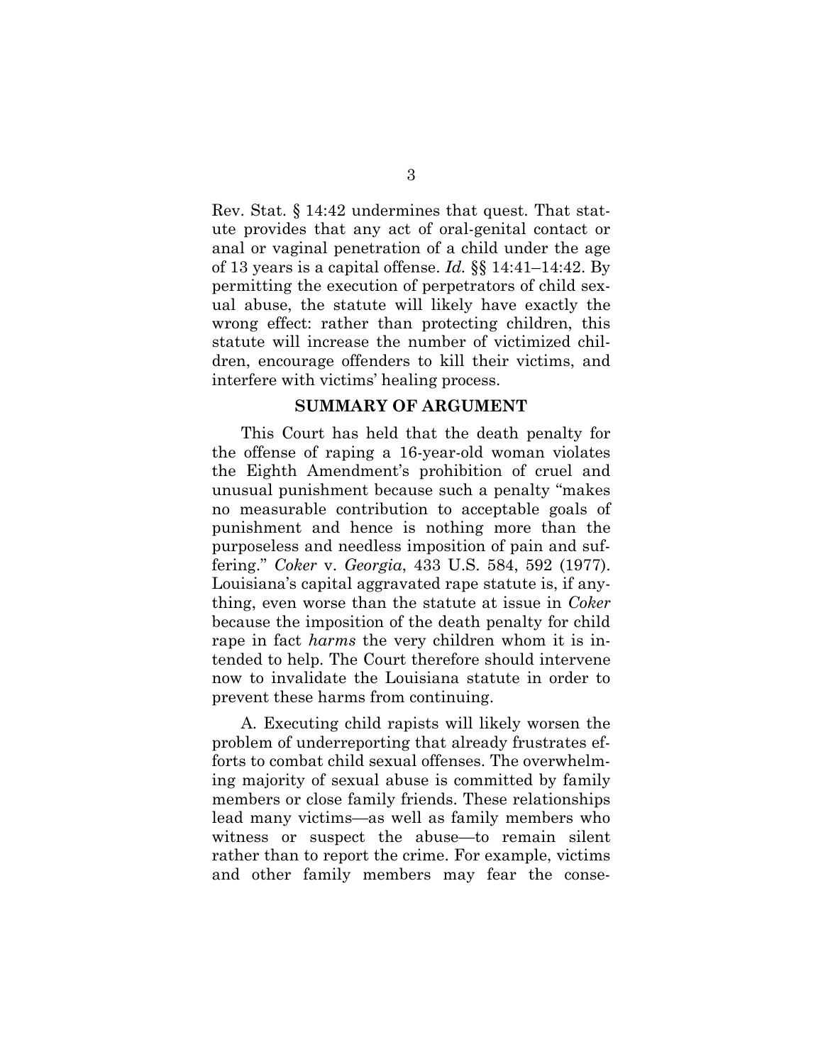Rev. Stat. § 14:42 undermines that quest. That statute provides that any act of oral-genital contact or anal or vaginal penetration of a child under the age of 13 years is a capital offense. *Id.* §§ 14:41–14:42. By permitting the execution of perpetrators of child sexual abuse, the statute will likely have exactly the wrong effect: rather than protecting children, this statute will increase the number of victimized children, encourage offenders to kill their victims, and interfere with victims' healing process.

## SUMMARY OF ARGUMENT

This Court has held that the death penalty for the offense of raping a 16-year-old woman violates the Eighth Amendment's prohibition of cruel and unusual punishment because such a penalty "makes no measurable contribution to acceptable goals of punishment and hence is nothing more than the purposeless and needless imposition of pain and suffering." *Coker* v. *Georgia*, 433 U.S. 584, 592 (1977). Louisiana's capital aggravated rape statute is, if anything, even worse than the statute at issue in *Coker* because the imposition of the death penalty for child rape in fact *harms* the very children whom it is intended to help. The Court therefore should intervene now to invalidate the Louisiana statute in order to prevent these harms from continuing.

A. Executing child rapists will likely worsen the problem of underreporting that already frustrates efforts to combat child sexual offenses. The overwhelming majority of sexual abuse is committed by family members or close family friends. These relationships lead many victims—as well as family members who witness or suspect the abuse—to remain silent rather than to report the crime. For example, victims and other family members may fear the conse-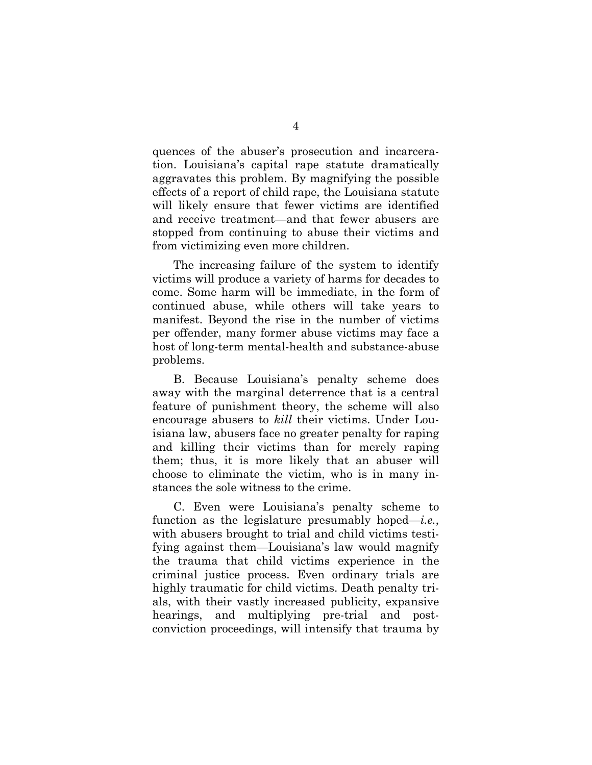quences of the abuser's prosecution and incarceration. Louisiana's capital rape statute dramatically aggravates this problem. By magnifying the possible effects of a report of child rape, the Louisiana statute will likely ensure that fewer victims are identified and receive treatment—and that fewer abusers are stopped from continuing to abuse their victims and from victimizing even more children.

The increasing failure of the system to identify victims will produce a variety of harms for decades to come. Some harm will be immediate, in the form of continued abuse, while others will take years to manifest. Beyond the rise in the number of victims per offender, many former abuse victims may face a host of long-term mental-health and substance-abuse problems.

B. Because Louisiana's penalty scheme does away with the marginal deterrence that is a central feature of punishment theory, the scheme will also encourage abusers to *kill* their victims. Under Louisiana law, abusers face no greater penalty for raping and killing their victims than for merely raping them; thus, it is more likely that an abuser will choose to eliminate the victim, who is in many instances the sole witness to the crime.

C. Even were Louisiana's penalty scheme to function as the legislature presumably hoped—*i.e.*, with abusers brought to trial and child victims testifying against them—Louisiana's law would magnify the trauma that child victims experience in the criminal justice process. Even ordinary trials are highly traumatic for child victims. Death penalty trials, with their vastly increased publicity, expansive hearings, and multiplying pre-trial and post-conviction proceedings, will intensify that trauma by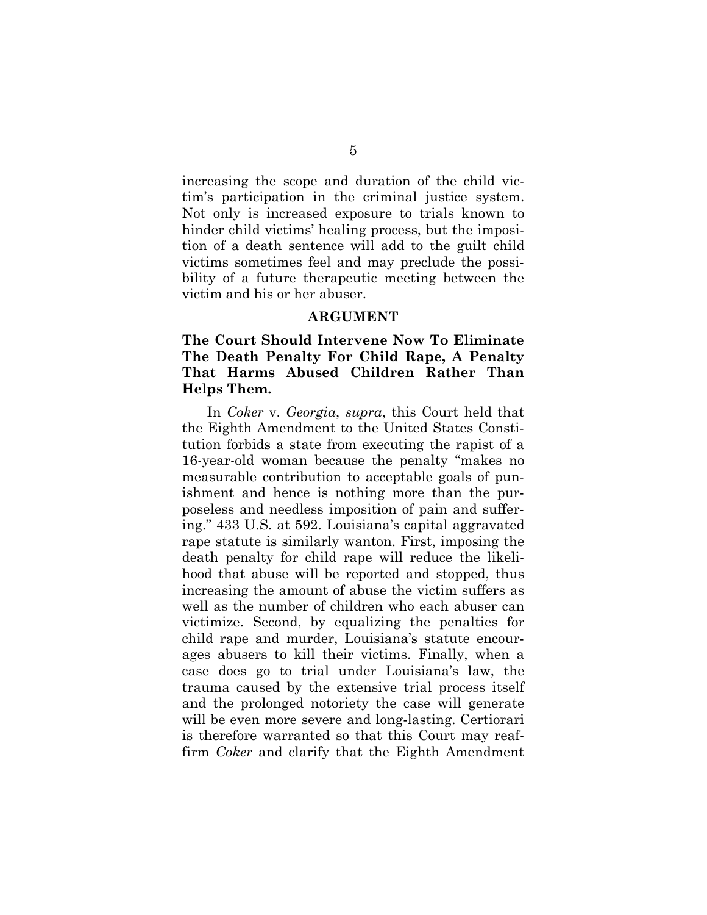increasing the scope and duration of the child victim's participation in the criminal justice system. Not only is increased exposure to trials known to hinder child victims' healing process, but the imposition of a death sentence will add to the guilt child victims sometimes feel and may preclude the possibility of a future therapeutic meeting between the victim and his or her abuser.

## ARGUMENT

### The Court Should Intervene Now To Eliminate The Death Penalty For Child Rape, A Penalty That Harms Abused Children Rather Than Helps Them.

In *Coker* v. *Georgia*, *supra*, this Court held that the Eighth Amendment to the United States Constitution forbids a state from executing the rapist of a 16-year-old woman because the penalty "makes no measurable contribution to acceptable goals of punishment and hence is nothing more than the purposeless and needless imposition of pain and suffering." 433 U.S. at 592. Louisiana's capital aggravated rape statute is similarly wanton. First, imposing the death penalty for child rape will reduce the likelihood that abuse will be reported and stopped, thus increasing the amount of abuse the victim suffers as well as the number of children who each abuser can victimize. Second, by equalizing the penalties for child rape and murder, Louisiana's statute encourages abusers to kill their victims. Finally, when a case does go to trial under Louisiana's law, the trauma caused by the extensive trial process itself and the prolonged notoriety the case will generate will be even more severe and long-lasting. Certiorari is therefore warranted so that this Court may reaffirm *Coker* and clarify that the Eighth Amendment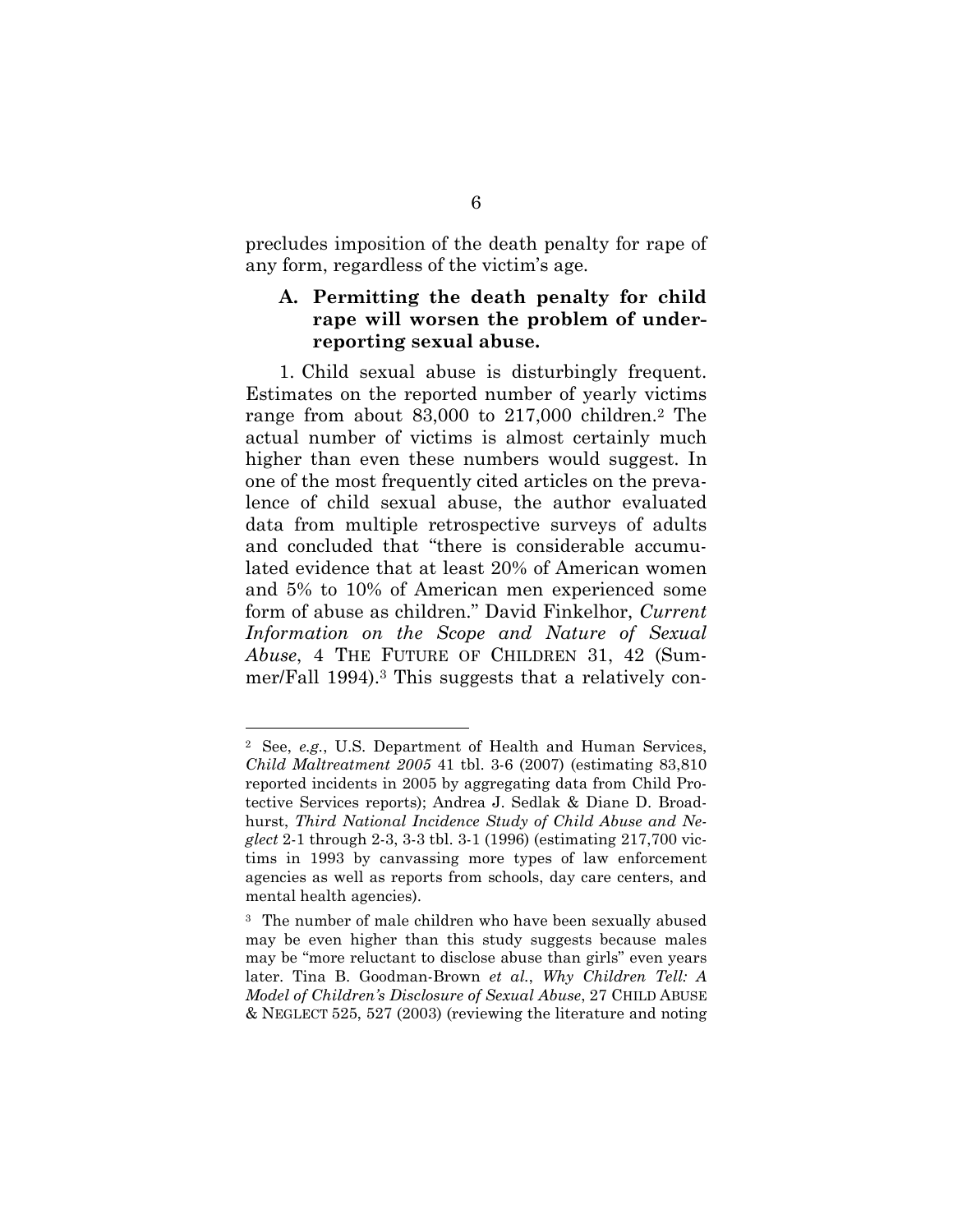precludes imposition of the death penalty for rape of any form, regardless of the victim's age.

### A. Permitting the death penalty for child rape will worsen the problem of under-reporting sexual abuse.

1. Child sexual abuse is disturbingly frequent. Estimates on the reported number of yearly victims range from about 83,000 to 217,000 children.[2] The actual number of victims is almost certainly much higher than even these numbers would suggest. In one of the most frequently cited articles on the prevalence of child sexual abuse, the author evaluated data from multiple retrospective surveys of adults and concluded that "there is considerable accumulated evidence that at least 20% of American women and 5% to 10% of American men experienced some form of abuse as children." David Finkelhor, *Current Information on the Scope and Nature of Sexual Abuse*, 4 THE FUTURE OF CHILDREN 31, 42 (Summer/Fall 1994).[3] This suggests that a relatively con-

---

[2] See, *e.g.*, U.S. Department of Health and Human Services, *Child Maltreatment 2005* 41 tbl. 3-6 (2007) (estimating 83,810 reported incidents in 2005 by aggregating data from Child Protective Services reports); Andrea J. Sedlak & Diane D. Broadhurst, *Third National Incidence Study of Child Abuse and Neglect* 2-1 through 2-3, 3-3 tbl. 3-1 (1996) (estimating 217,700 victims in 1993 by canvassing more types of law enforcement agencies as well as reports from schools, day care centers, and mental health agencies).

[3] The number of male children who have been sexually abused may be even higher than this study suggests because males may be "more reluctant to disclose abuse than girls" even years later. Tina B. Goodman-Brown *et al.*, *Why Children Tell: A Model of Children's Disclosure of Sexual Abuse*, 27 CHILD ABUSE & NEGLECT 525, 527 (2003) (reviewing the literature and noting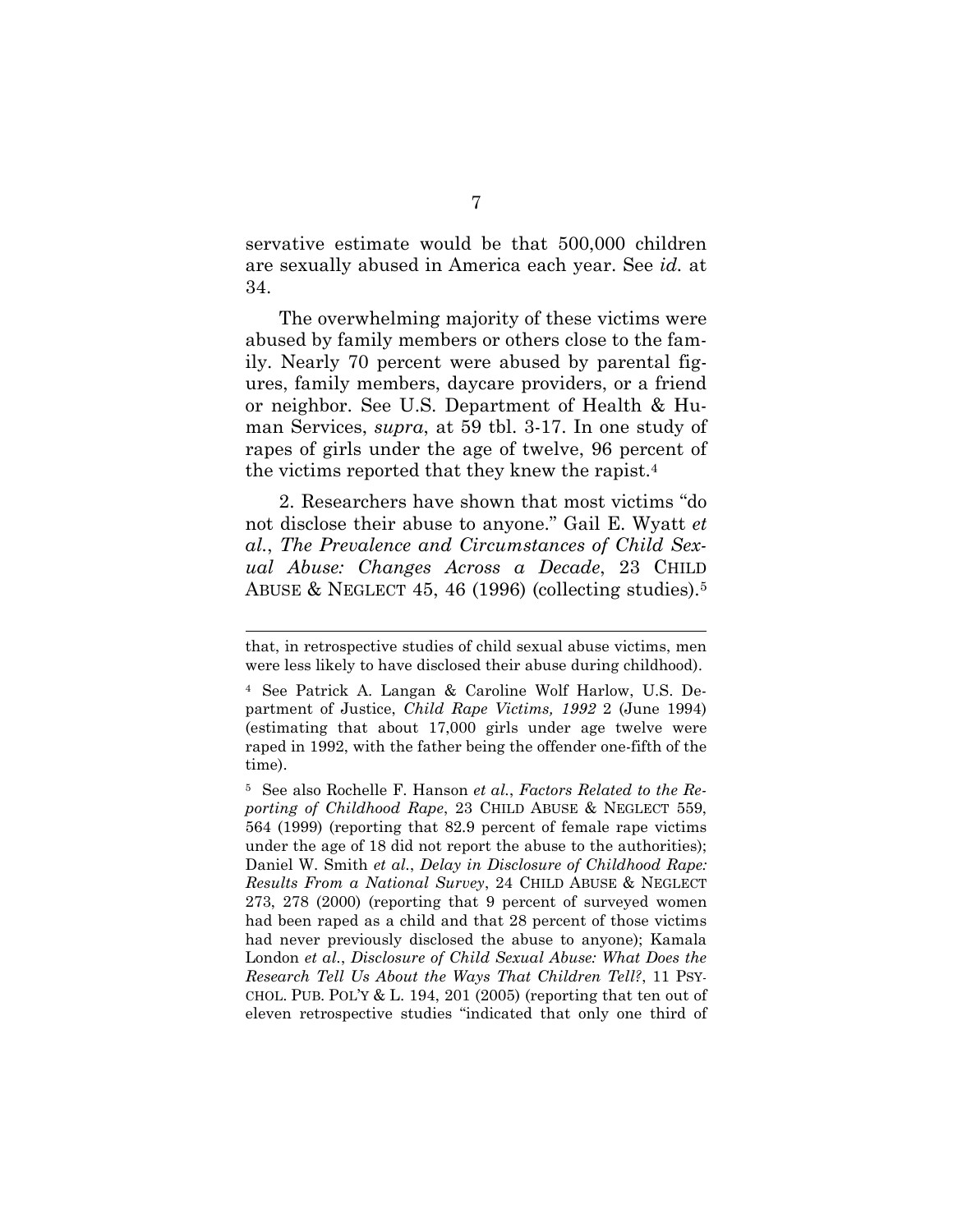servative estimate would be that 500,000 children are sexually abused in America each year. See *id.* at 34.

The overwhelming majority of these victims were abused by family members or others close to the family. Nearly 70 percent were abused by parental figures, family members, daycare providers, or a friend or neighbor. See U.S. Department of Health & Human Services, *supra*, at 59 tbl. 3-17. In one study of rapes of girls under the age of twelve, 96 percent of the victims reported that they knew the rapist.[4]

2. Researchers have shown that most victims "do not disclose their abuse to anyone." Gail E. Wyatt *et al.*, *The Prevalence and Circumstances of Child Sexual Abuse: Changes Across a Decade*, 23 CHILD ABUSE & NEGLECT 45, 46 (1996) (collecting studies).[5]

---

that, in retrospective studies of child sexual abuse victims, men were less likely to have disclosed their abuse during childhood).

[4] See Patrick A. Langan & Caroline Wolf Harlow, U.S. Department of Justice, *Child Rape Victims, 1992* 2 (June 1994) (estimating that about 17,000 girls under age twelve were raped in 1992, with the father being the offender one-fifth of the time).

[5] See also Rochelle F. Hanson *et al.*, *Factors Related to the Reporting of Childhood Rape*, 23 CHILD ABUSE & NEGLECT 559, 564 (1999) (reporting that 82.9 percent of female rape victims under the age of 18 did not report the abuse to the authorities); Daniel W. Smith *et al.*, *Delay in Disclosure of Childhood Rape: Results From a National Survey*, 24 CHILD ABUSE & NEGLECT 273, 278 (2000) (reporting that 9 percent of surveyed women had been raped as a child and that 28 percent of those victims had never previously disclosed the abuse to anyone); Kamala London *et al.*, *Disclosure of Child Sexual Abuse: What Does the Research Tell Us About the Ways That Children Tell?*, 11 PSYCHOL. PUB. POL'Y & L. 194, 201 (2005) (reporting that ten out of eleven retrospective studies "indicated that only one third of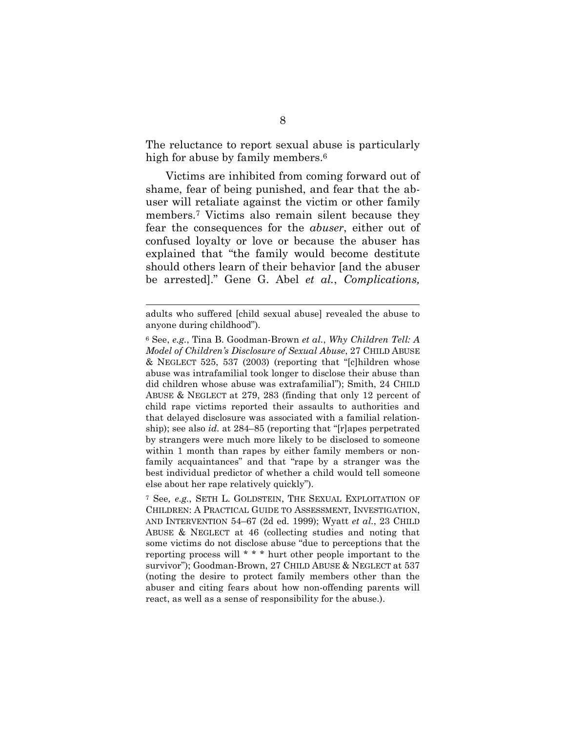The reluctance to report sexual abuse is particularly high for abuse by family members.[6]

Victims are inhibited from coming forward out of shame, fear of being punished, and fear that the abuser will retaliate against the victim or other family members.[7] Victims also remain silent because they fear the consequences for the *abuser*, either out of confused loyalty or love or because the abuser has explained that "the family would become destitute should others learn of their behavior [and the abuser be arrested]." Gene G. Abel *et al.*, *Complications,*

---

adults who suffered [child sexual abuse] revealed the abuse to anyone during childhood").

[6] See, *e.g.*, Tina B. Goodman-Brown *et al.*, *Why Children Tell: A Model of Children's Disclosure of Sexual Abuse*, 27 CHILD ABUSE & NEGLECT 525, 537 (2003) (reporting that "[c]hildren whose abuse was intrafamilial took longer to disclose their abuse than did children whose abuse was extrafamilial"); Smith, 24 CHILD ABUSE & NEGLECT at 279, 283 (finding that only 12 percent of child rape victims reported their assaults to authorities and that delayed disclosure was associated with a familial relationship); see also *id.* at 284–85 (reporting that "[r]apes perpetrated by strangers were much more likely to be disclosed to someone within 1 month than rapes by either family members or non-family acquaintances" and that "rape by a stranger was the best individual predictor of whether a child would tell someone else about her rape relatively quickly").

[7] See*, e.g.*, SETH L. GOLDSTEIN, THE SEXUAL EXPLOITATION OF CHILDREN: A PRACTICAL GUIDE TO ASSESSMENT, INVESTIGATION, AND INTERVENTION 54–67 (2d ed. 1999); Wyatt *et al.*, 23 CHILD ABUSE & NEGLECT at 46 (collecting studies and noting that some victims do not disclose abuse "due to perceptions that the reporting process will * * * hurt other people important to the survivor"); Goodman-Brown, 27 CHILD ABUSE & NEGLECT at 537 (noting the desire to protect family members other than the abuser and citing fears about how non-offending parents will react, as well as a sense of responsibility for the abuse.).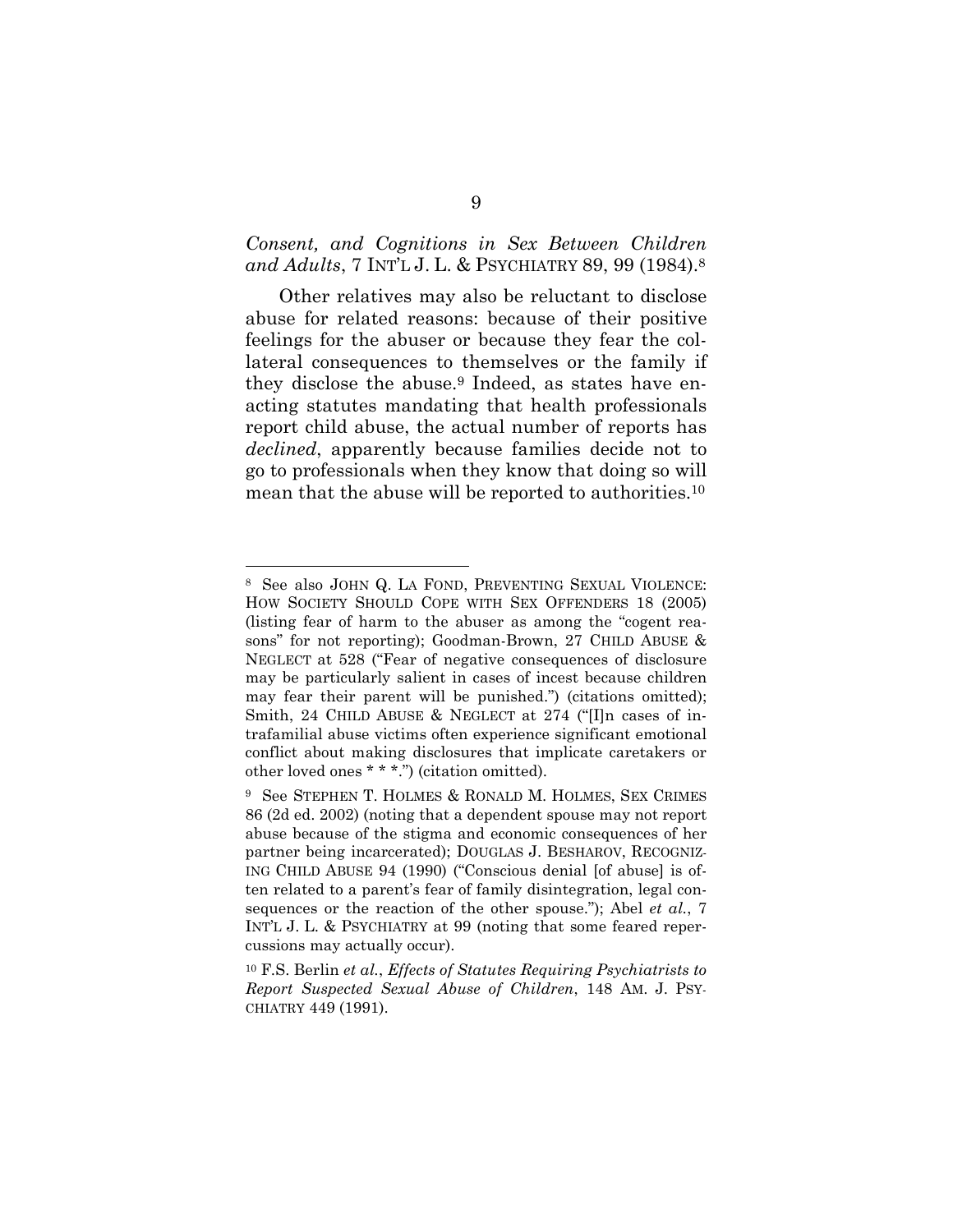*Consent, and Cognitions in Sex Between Children and Adults*, 7 INT'L J. L. & PSYCHIATRY 89, 99 (1984).[8]

Other relatives may also be reluctant to disclose abuse for related reasons: because of their positive feelings for the abuser or because they fear the collateral consequences to themselves or the family if they disclose the abuse.[9] Indeed, as states have enacting statutes mandating that health professionals report child abuse, the actual number of reports has *declined*, apparently because families decide not to go to professionals when they know that doing so will mean that the abuse will be reported to authorities.[10]

---

[8] See also JOHN Q. LA FOND, PREVENTING SEXUAL VIOLENCE: HOW SOCIETY SHOULD COPE WITH SEX OFFENDERS 18 (2005) (listing fear of harm to the abuser as among the "cogent reasons" for not reporting); Goodman-Brown, 27 CHILD ABUSE & NEGLECT at 528 ("Fear of negative consequences of disclosure may be particularly salient in cases of incest because children may fear their parent will be punished.") (citations omitted); Smith, 24 CHILD ABUSE & NEGLECT at 274 ("[I]n cases of intrafamilial abuse victims often experience significant emotional conflict about making disclosures that implicate caretakers or other loved ones * * *.") (citation omitted).

[9] See STEPHEN T. HOLMES & RONALD M. HOLMES, SEX CRIMES 86 (2d ed. 2002) (noting that a dependent spouse may not report abuse because of the stigma and economic consequences of her partner being incarcerated); DOUGLAS J. BESHAROV, RECOGNIZING CHILD ABUSE 94 (1990) ("Conscious denial [of abuse] is often related to a parent's fear of family disintegration, legal consequences or the reaction of the other spouse."); Abel *et al.*, 7 INT'L J. L. & PSYCHIATRY at 99 (noting that some feared repercussions may actually occur).

[10] F.S. Berlin *et al.*, *Effects of Statutes Requiring Psychiatrists to Report Suspected Sexual Abuse of Children*, 148 AM. J. PSYCHIATRY 449 (1991).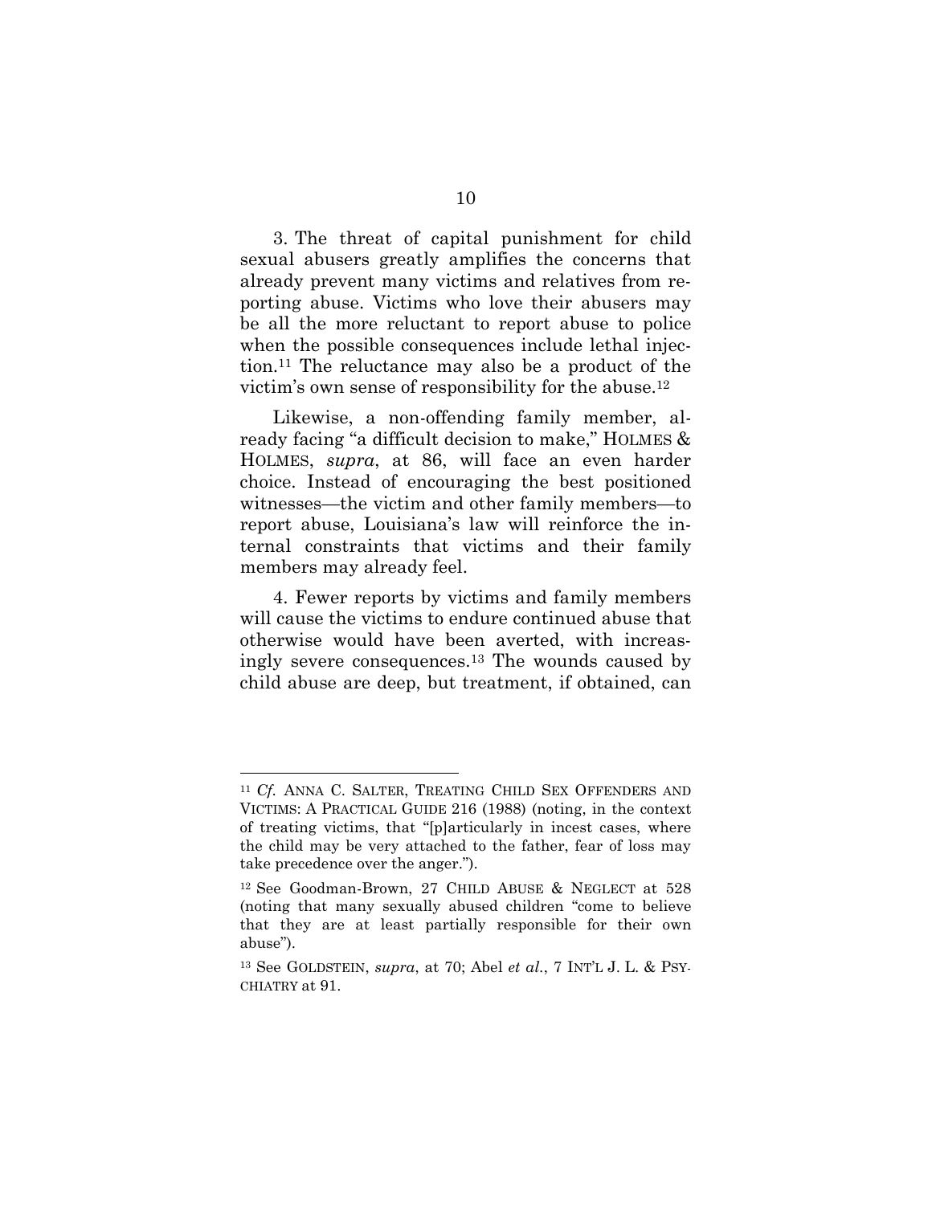3. The threat of capital punishment for child sexual abusers greatly amplifies the concerns that already prevent many victims and relatives from reporting abuse. Victims who love their abusers may be all the more reluctant to report abuse to police when the possible consequences include lethal injection.[11] The reluctance may also be a product of the victim's own sense of responsibility for the abuse.[12]

Likewise, a non-offending family member, already facing "a difficult decision to make," HOLMES & HOLMES, *supra*, at 86, will face an even harder choice. Instead of encouraging the best positioned witnesses—the victim and other family members—to report abuse, Louisiana's law will reinforce the internal constraints that victims and their family members may already feel.

4. Fewer reports by victims and family members will cause the victims to endure continued abuse that otherwise would have been averted, with increasingly severe consequences.[13] The wounds caused by child abuse are deep, but treatment, if obtained, can

---

[11] *Cf.* ANNA C. SALTER, TREATING CHILD SEX OFFENDERS AND VICTIMS: A PRACTICAL GUIDE 216 (1988) (noting, in the context of treating victims, that "[p]articularly in incest cases, where the child may be very attached to the father, fear of loss may take precedence over the anger.").

[12] See Goodman-Brown, 27 CHILD ABUSE & NEGLECT at 528 (noting that many sexually abused children "come to believe that they are at least partially responsible for their own abuse").

[13] See GOLDSTEIN, *supra*, at 70; Abel *et al.*, 7 INT'L J. L. & PSYCHIATRY at 91.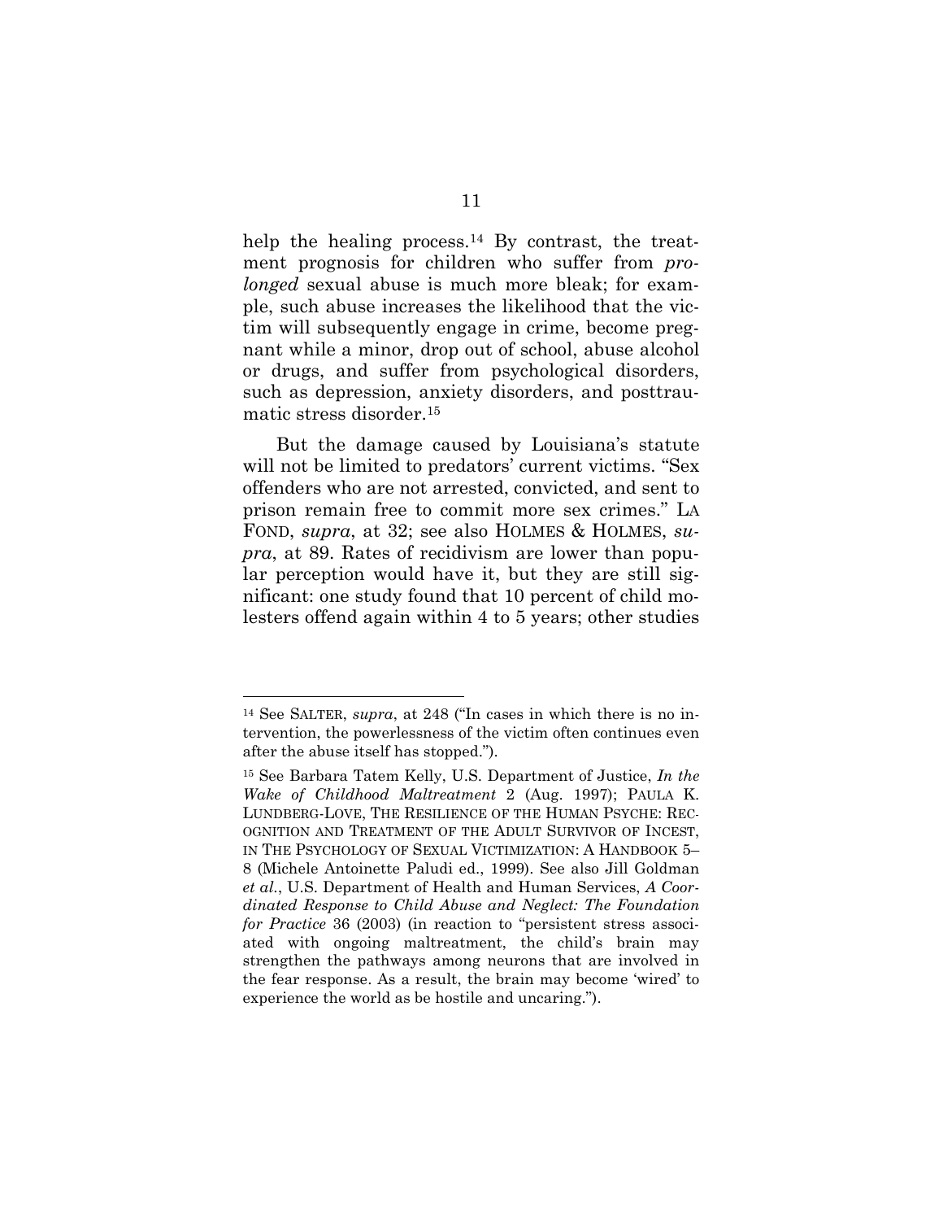help the healing process.[14] By contrast, the treatment prognosis for children who suffer from *prolonged* sexual abuse is much more bleak; for example, such abuse increases the likelihood that the victim will subsequently engage in crime, become pregnant while a minor, drop out of school, abuse alcohol or drugs, and suffer from psychological disorders, such as depression, anxiety disorders, and posttraumatic stress disorder.[15]

But the damage caused by Louisiana's statute will not be limited to predators' current victims. "Sex offenders who are not arrested, convicted, and sent to prison remain free to commit more sex crimes." LA FOND, *supra*, at 32; see also HOLMES & HOLMES, *supra*, at 89. Rates of recidivism are lower than popular perception would have it, but they are still significant: one study found that 10 percent of child molesters offend again within 4 to 5 years; other studies

---

[14] See SALTER, *supra*, at 248 ("In cases in which there is no intervention, the powerlessness of the victim often continues even after the abuse itself has stopped.").

[15] See Barbara Tatem Kelly, U.S. Department of Justice, *In the Wake of Childhood Maltreatment* 2 (Aug. 1997); PAULA K. LUNDBERG-LOVE, THE RESILIENCE OF THE HUMAN PSYCHE: RECOGNITION AND TREATMENT OF THE ADULT SURVIVOR OF INCEST, IN THE PSYCHOLOGY OF SEXUAL VICTIMIZATION: A HANDBOOK 5–8 (Michele Antoinette Paludi ed., 1999). See also Jill Goldman *et al.*, U.S. Department of Health and Human Services, *A Coordinated Response to Child Abuse and Neglect: The Foundation for Practice* 36 (2003) (in reaction to "persistent stress associated with ongoing maltreatment, the child's brain may strengthen the pathways among neurons that are involved in the fear response. As a result, the brain may become 'wired' to experience the world as be hostile and uncaring.").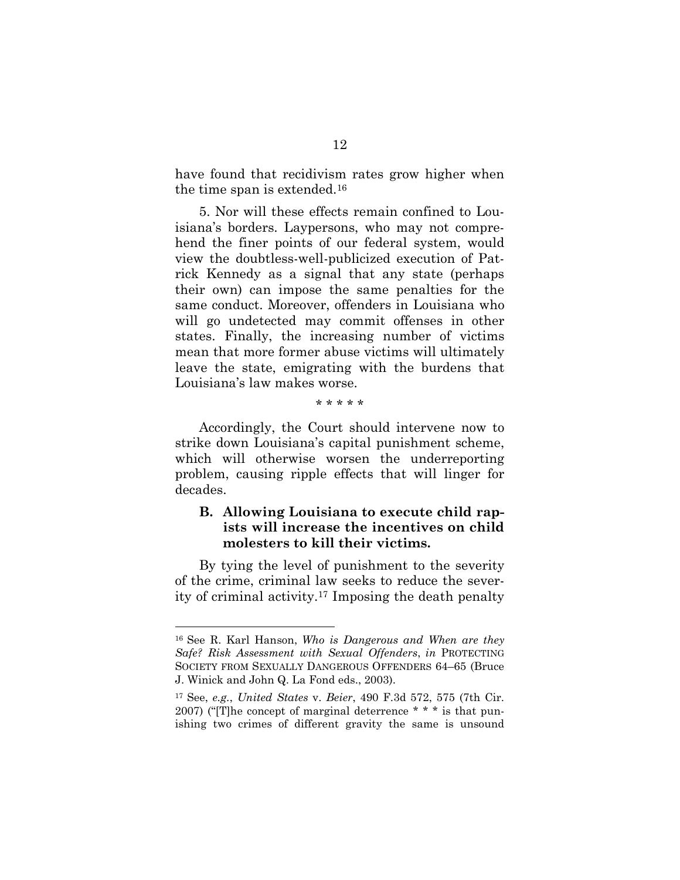have found that recidivism rates grow higher when the time span is extended.[16]

5. Nor will these effects remain confined to Louisiana's borders. Laypersons, who may not comprehend the finer points of our federal system, would view the doubtless-well-publicized execution of Patrick Kennedy as a signal that any state (perhaps their own) can impose the same penalties for the same conduct. Moreover, offenders in Louisiana who will go undetected may commit offenses in other states. Finally, the increasing number of victims mean that more former abuse victims will ultimately leave the state, emigrating with the burdens that Louisiana's law makes worse.

\* \* \* \* \*

Accordingly, the Court should intervene now to strike down Louisiana's capital punishment scheme, which will otherwise worsen the underreporting problem, causing ripple effects that will linger for decades.

### B. Allowing Louisiana to execute child rapists will increase the incentives on child molesters to kill their victims.

By tying the level of punishment to the severity of the crime, criminal law seeks to reduce the severity of criminal activity.[17] Imposing the death penalty

---

[16] See R. Karl Hanson, *Who is Dangerous and When are they Safe? Risk Assessment with Sexual Offenders*, *in* PROTECTING SOCIETY FROM SEXUALLY DANGEROUS OFFENDERS 64–65 (Bruce J. Winick and John Q. La Fond eds., 2003).

[17] See, *e.g.*, *United States* v. *Beier*, 490 F.3d 572, 575 (7th Cir. 2007) ("[T]he concept of marginal deterrence * * * is that punishing two crimes of different gravity the same is unsound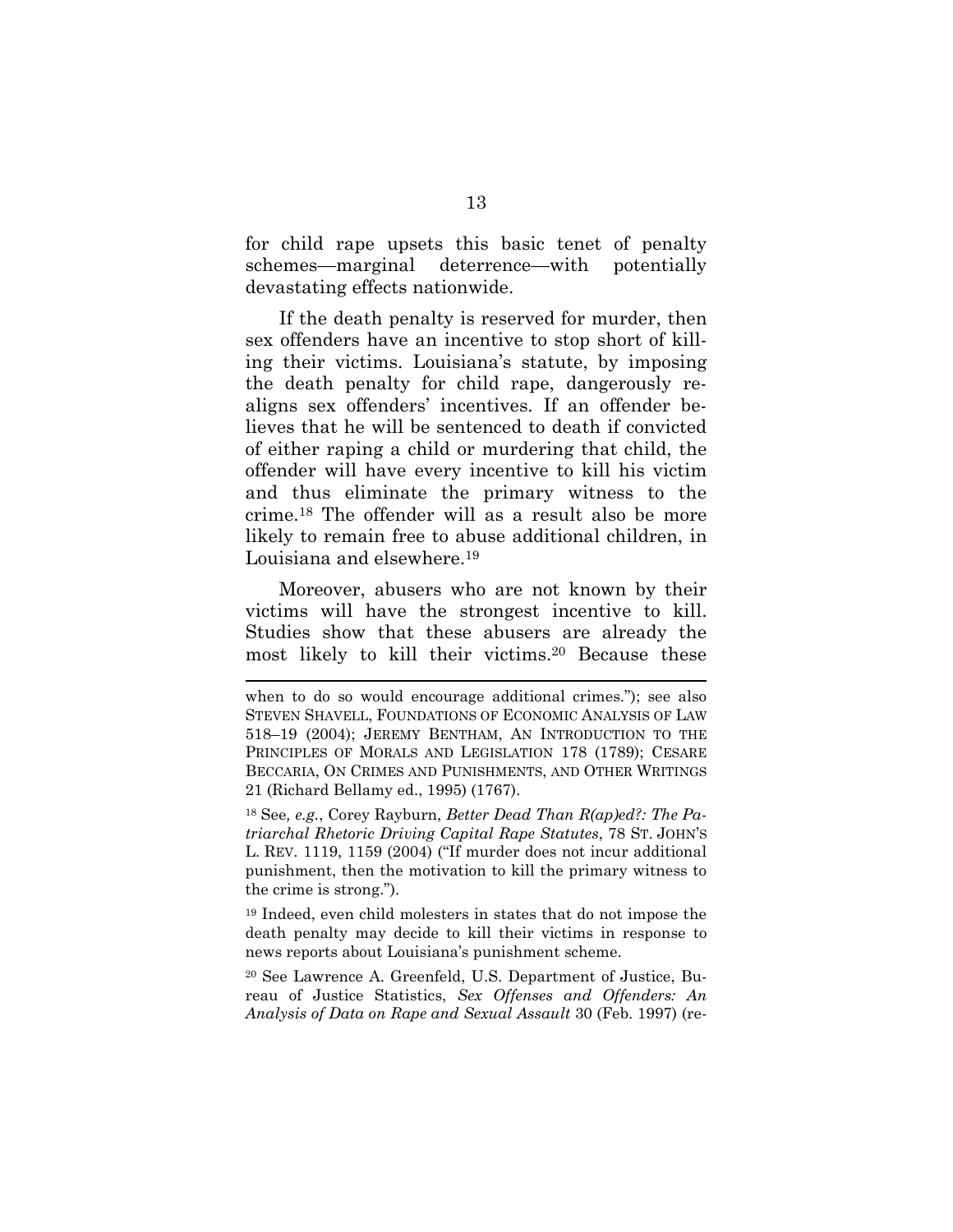for child rape upsets this basic tenet of penalty schemes—marginal deterrence—with potentially devastating effects nationwide.

If the death penalty is reserved for murder, then sex offenders have an incentive to stop short of killing their victims. Louisiana's statute, by imposing the death penalty for child rape, dangerously realigns sex offenders' incentives. If an offender believes that he will be sentenced to death if convicted of either raping a child or murdering that child, the offender will have every incentive to kill his victim and thus eliminate the primary witness to the crime.[18] The offender will as a result also be more likely to remain free to abuse additional children, in Louisiana and elsewhere.[19]

Moreover, abusers who are not known by their victims will have the strongest incentive to kill. Studies show that these abusers are already the most likely to kill their victims.[20] Because these

---

when to do so would encourage additional crimes."); see also STEVEN SHAVELL, FOUNDATIONS OF ECONOMIC ANALYSIS OF LAW 518–19 (2004); JEREMY BENTHAM, AN INTRODUCTION TO THE PRINCIPLES OF MORALS AND LEGISLATION 178 (1789); CESARE BECCARIA, ON CRIMES AND PUNISHMENTS, AND OTHER WRITINGS 21 (Richard Bellamy ed., 1995) (1767).

[18] See*, e.g.*, Corey Rayburn, *Better Dead Than R(ap)ed?: The Patriarchal Rhetoric Driving Capital Rape Statutes*, 78 ST. JOHN'S L. REV. 1119, 1159 (2004) ("If murder does not incur additional punishment, then the motivation to kill the primary witness to the crime is strong.").

[19] Indeed, even child molesters in states that do not impose the death penalty may decide to kill their victims in response to news reports about Louisiana's punishment scheme.

[20] See Lawrence A. Greenfeld, U.S. Department of Justice, Bureau of Justice Statistics, *Sex Offenses and Offenders: An Analysis of Data on Rape and Sexual Assault* 30 (Feb. 1997) (re-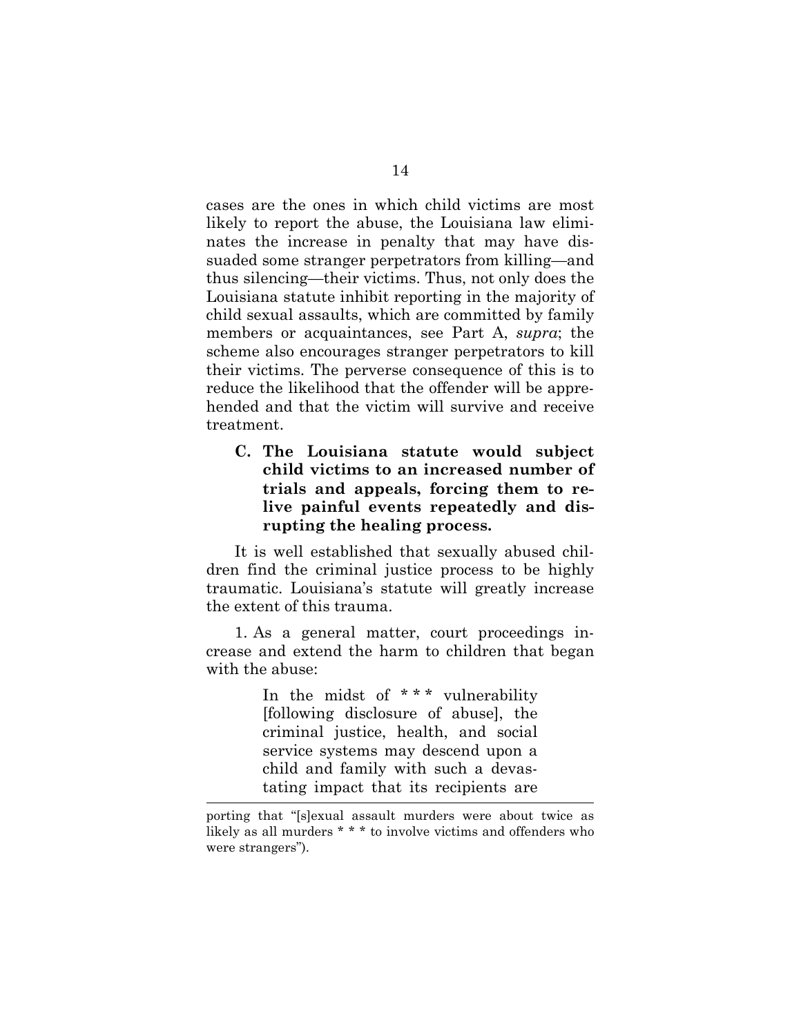cases are the ones in which child victims are most likely to report the abuse, the Louisiana law eliminates the increase in penalty that may have dissuaded some stranger perpetrators from killing—and thus silencing—their victims. Thus, not only does the Louisiana statute inhibit reporting in the majority of child sexual assaults, which are committed by family members or acquaintances, see Part A, *supra*; the scheme also encourages stranger perpetrators to kill their victims. The perverse consequence of this is to reduce the likelihood that the offender will be apprehended and that the victim will survive and receive treatment.

### C. The Louisiana statute would subject child victims to an increased number of trials and appeals, forcing them to relive painful events repeatedly and disrupting the healing process.

It is well established that sexually abused children find the criminal justice process to be highly traumatic. Louisiana's statute will greatly increase the extent of this trauma.

1. As a general matter, court proceedings increase and extend the harm to children that began with the abuse:

> In the midst of * * * vulnerability [following disclosure of abuse], the criminal justice, health, and social service systems may descend upon a child and family with such a devastating impact that its recipients are

---

porting that "[s]exual assault murders were about twice as likely as all murders * * * to involve victims and offenders who were strangers").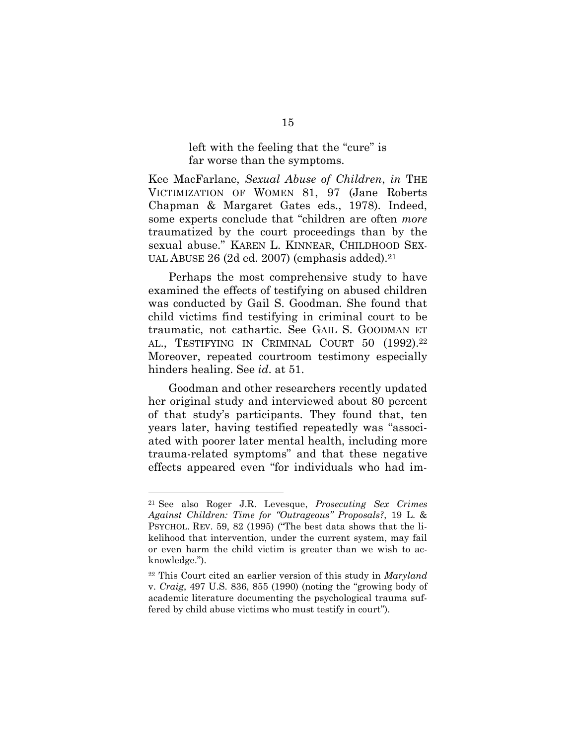> left with the feeling that the "cure" is far worse than the symptoms.

Kee MacFarlane, *Sexual Abuse of Children*, *in* THE VICTIMIZATION OF WOMEN 81, 97 (Jane Roberts Chapman & Margaret Gates eds., 1978). Indeed, some experts conclude that "children are often *more* traumatized by the court proceedings than by the sexual abuse." KAREN L. KINNEAR, CHILDHOOD SEXUAL ABUSE 26 (2d ed. 2007) (emphasis added).[21]

Perhaps the most comprehensive study to have examined the effects of testifying on abused children was conducted by Gail S. Goodman. She found that child victims find testifying in criminal court to be traumatic, not cathartic. See GAIL S. GOODMAN ET AL., TESTIFYING IN CRIMINAL COURT 50 (1992).[22] Moreover, repeated courtroom testimony especially hinders healing. See *id*. at 51.

Goodman and other researchers recently updated her original study and interviewed about 80 percent of that study's participants. They found that, ten years later, having testified repeatedly was "associated with poorer later mental health, including more trauma-related symptoms" and that these negative effects appeared even "for individuals who had im-

---

[21] See also Roger J.R. Levesque, *Prosecuting Sex Crimes Against Children: Time for "Outrageous" Proposals?*, 19 L. & PSYCHOL. REV. 59, 82 (1995) ("The best data shows that the likelihood that intervention, under the current system, may fail or even harm the child victim is greater than we wish to acknowledge.").

[22] This Court cited an earlier version of this study in *Maryland* v. *Craig*, 497 U.S. 836, 855 (1990) (noting the "growing body of academic literature documenting the psychological trauma suffered by child abuse victims who must testify in court").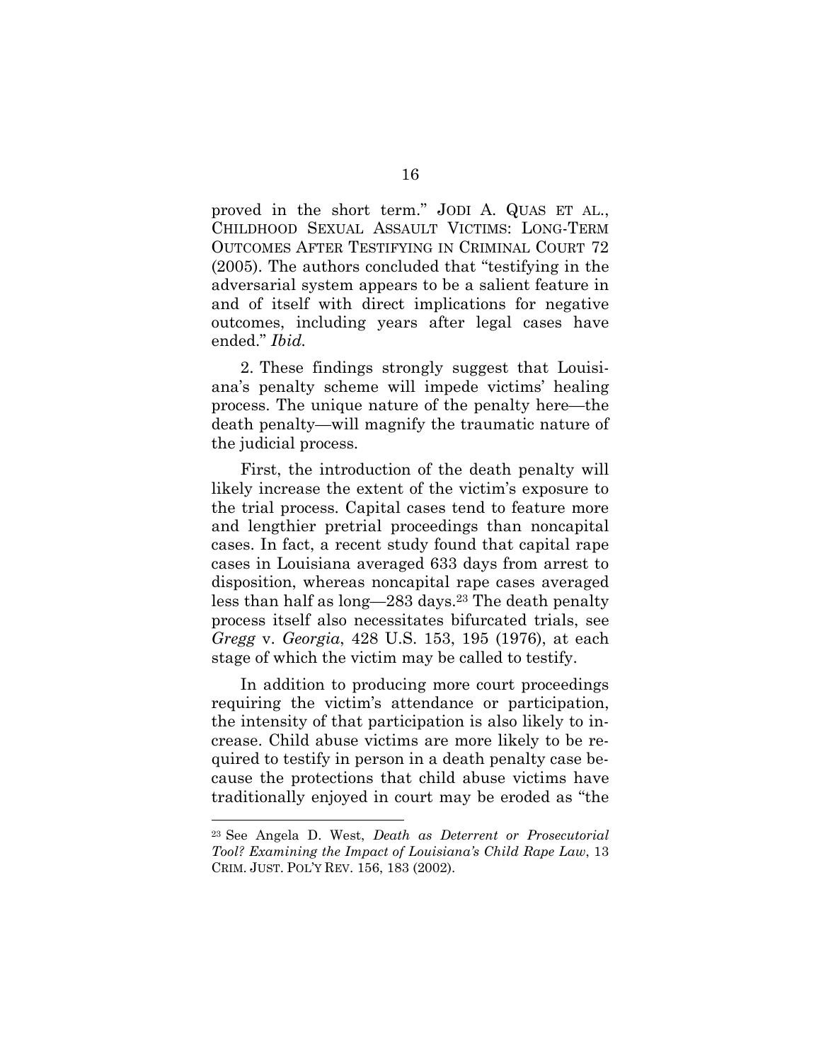proved in the short term." JODI A. QUAS ET AL., CHILDHOOD SEXUAL ASSAULT VICTIMS: LONG-TERM OUTCOMES AFTER TESTIFYING IN CRIMINAL COURT 72 (2005). The authors concluded that "testifying in the adversarial system appears to be a salient feature in and of itself with direct implications for negative outcomes, including years after legal cases have ended." *Ibid.*

2. These findings strongly suggest that Louisiana's penalty scheme will impede victims' healing process. The unique nature of the penalty here—the death penalty—will magnify the traumatic nature of the judicial process.

First, the introduction of the death penalty will likely increase the extent of the victim's exposure to the trial process. Capital cases tend to feature more and lengthier pretrial proceedings than noncapital cases. In fact, a recent study found that capital rape cases in Louisiana averaged 633 days from arrest to disposition, whereas noncapital rape cases averaged less than half as long—283 days.[23] The death penalty process itself also necessitates bifurcated trials, see *Gregg* v. *Georgia*, 428 U.S. 153, 195 (1976), at each stage of which the victim may be called to testify.

In addition to producing more court proceedings requiring the victim's attendance or participation, the intensity of that participation is also likely to increase. Child abuse victims are more likely to be required to testify in person in a death penalty case because the protections that child abuse victims have traditionally enjoyed in court may be eroded as "the

---

[23] See Angela D. West, *Death as Deterrent or Prosecutorial Tool? Examining the Impact of Louisiana's Child Rape Law*, 13 CRIM. JUST. POL'Y REV. 156, 183 (2002).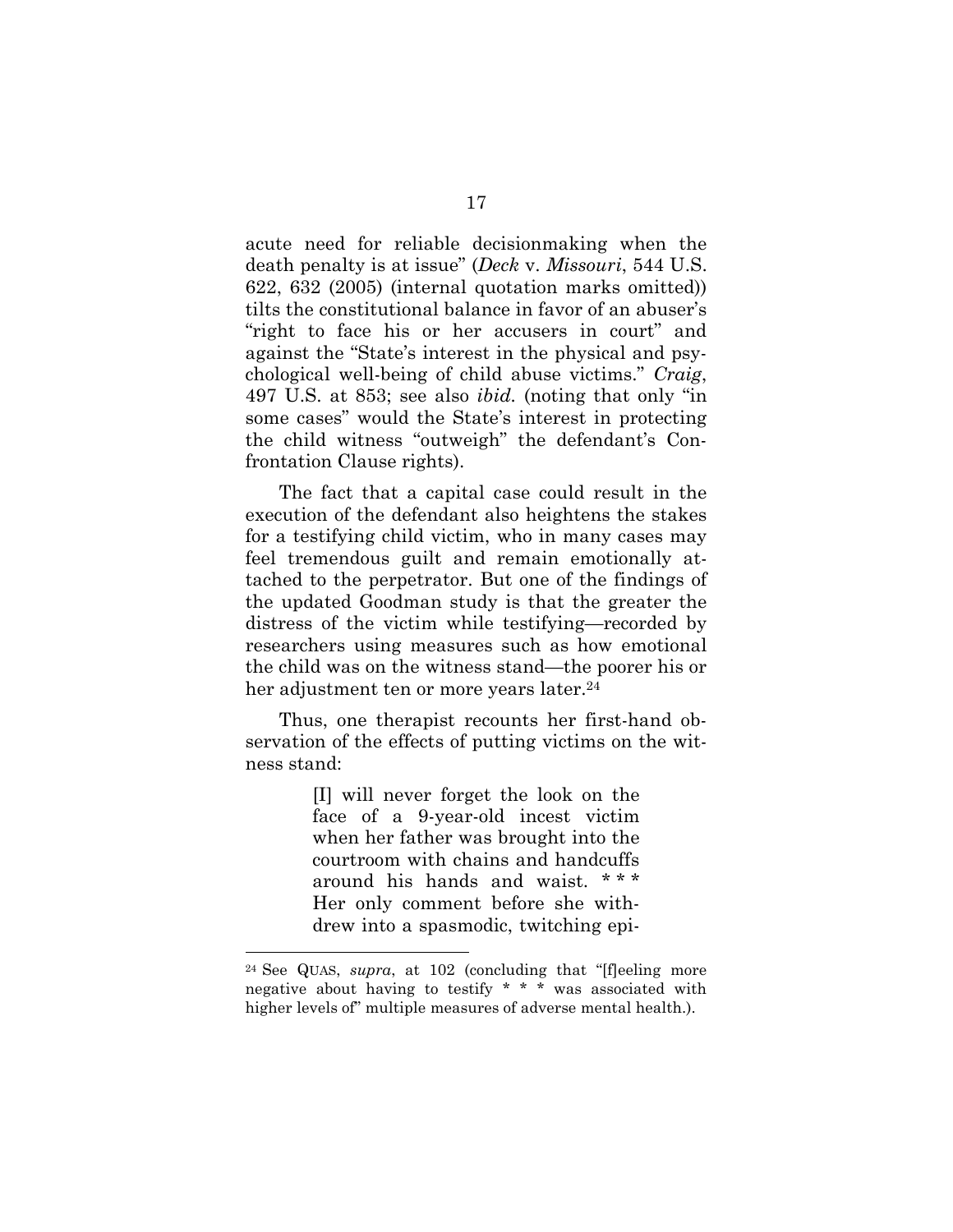acute need for reliable decisionmaking when the death penalty is at issue" (*Deck* v. *Missouri*, 544 U.S. 622, 632 (2005) (internal quotation marks omitted)) tilts the constitutional balance in favor of an abuser's "right to face his or her accusers in court" and against the "State's interest in the physical and psychological well-being of child abuse victims." *Craig*, 497 U.S. at 853; see also *ibid.* (noting that only "in some cases" would the State's interest in protecting the child witness "outweigh" the defendant's Confrontation Clause rights).

The fact that a capital case could result in the execution of the defendant also heightens the stakes for a testifying child victim, who in many cases may feel tremendous guilt and remain emotionally attached to the perpetrator. But one of the findings of the updated Goodman study is that the greater the distress of the victim while testifying—recorded by researchers using measures such as how emotional the child was on the witness stand—the poorer his or her adjustment ten or more years later.[24]

Thus, one therapist recounts her first-hand observation of the effects of putting victims on the witness stand:

> [I] will never forget the look on the face of a 9-year-old incest victim when her father was brought into the courtroom with chains and handcuffs around his hands and waist. * * * Her only comment before she withdrew into a spasmodic, twitching epi-

[24] See QUAS, *supra*, at 102 (concluding that "[f]eeling more negative about having to testify * * * was associated with higher levels of" multiple measures of adverse mental health.).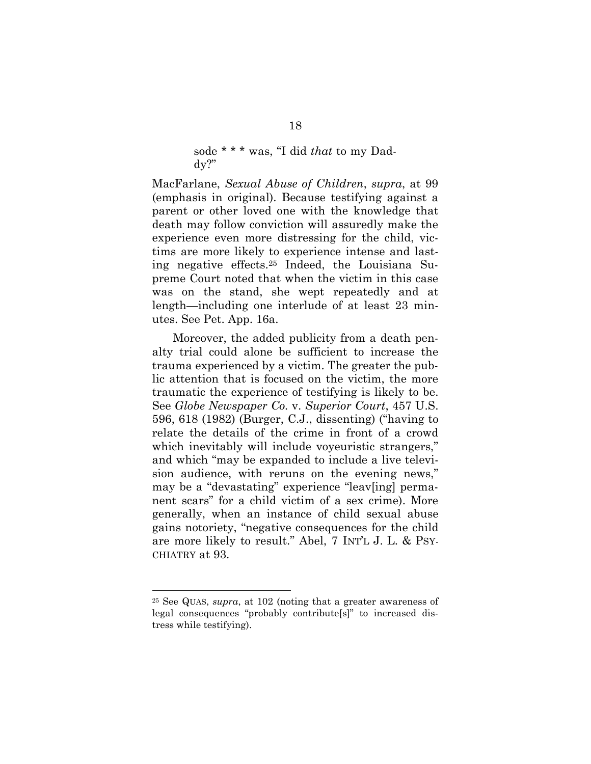> sode * * * was, "I did *that* to my Daddy?"

MacFarlane, *Sexual Abuse of Children*, *supra*, at 99 (emphasis in original). Because testifying against a parent or other loved one with the knowledge that death may follow conviction will assuredly make the experience even more distressing for the child, victims are more likely to experience intense and lasting negative effects.[25] Indeed, the Louisiana Supreme Court noted that when the victim in this case was on the stand, she wept repeatedly and at length—including one interlude of at least 23 minutes. See Pet. App. 16a.

Moreover, the added publicity from a death penalty trial could alone be sufficient to increase the trauma experienced by a victim. The greater the public attention that is focused on the victim, the more traumatic the experience of testifying is likely to be. See *Globe Newspaper Co.* v. *Superior Court*, 457 U.S. 596, 618 (1982) (Burger, C.J., dissenting) ("having to relate the details of the crime in front of a crowd which inevitably will include voyeuristic strangers," and which "may be expanded to include a live television audience, with reruns on the evening news," may be a "devastating" experience "leav[ing] permanent scars" for a child victim of a sex crime). More generally, when an instance of child sexual abuse gains notoriety, "negative consequences for the child are more likely to result." Abel, 7 INT'L J. L. & PSYCHIATRY at 93.

---

[25] See QUAS, *supra*, at 102 (noting that a greater awareness of legal consequences "probably contribute[s]" to increased distress while testifying).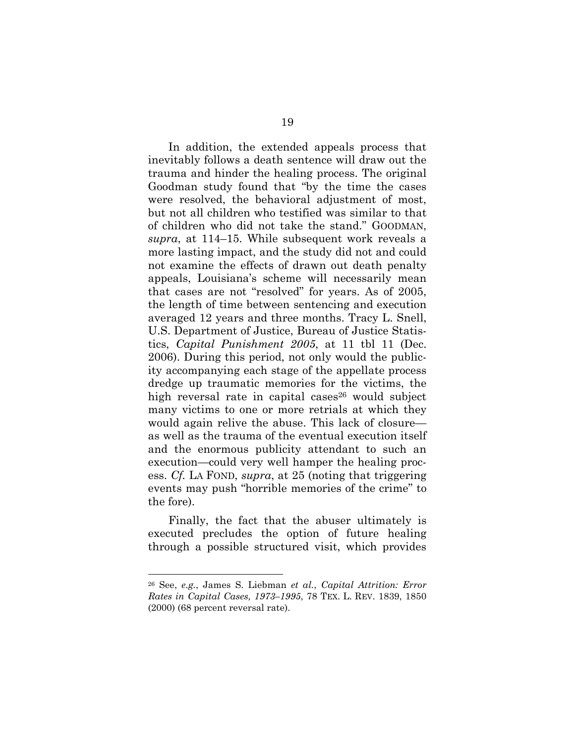In addition, the extended appeals process that inevitably follows a death sentence will draw out the trauma and hinder the healing process. The original Goodman study found that "by the time the cases were resolved, the behavioral adjustment of most, but not all children who testified was similar to that of children who did not take the stand." GOODMAN, *supra*, at 114–15. While subsequent work reveals a more lasting impact, and the study did not and could not examine the effects of drawn out death penalty appeals, Louisiana's scheme will necessarily mean that cases are not "resolved" for years. As of 2005, the length of time between sentencing and execution averaged 12 years and three months. Tracy L. Snell, U.S. Department of Justice, Bureau of Justice Statistics, *Capital Punishment 2005*, at 11 tbl 11 (Dec. 2006). During this period, not only would the publicity accompanying each stage of the appellate process dredge up traumatic memories for the victims, the high reversal rate in capital cases[26] would subject many victims to one or more retrials at which they would again relive the abuse. This lack of closure—as well as the trauma of the eventual execution itself and the enormous publicity attendant to such an execution—could very well hamper the healing process. *Cf.* LA FOND, *supra*, at 25 (noting that triggering events may push "horrible memories of the crime" to the fore).

Finally, the fact that the abuser ultimately is executed precludes the option of future healing through a possible structured visit, which provides

---

[26] See, *e.g.*, James S. Liebman *et al.*, *Capital Attrition: Error Rates in Capital Cases, 1973–1995*, 78 TEX. L. REV. 1839, 1850 (2000) (68 percent reversal rate).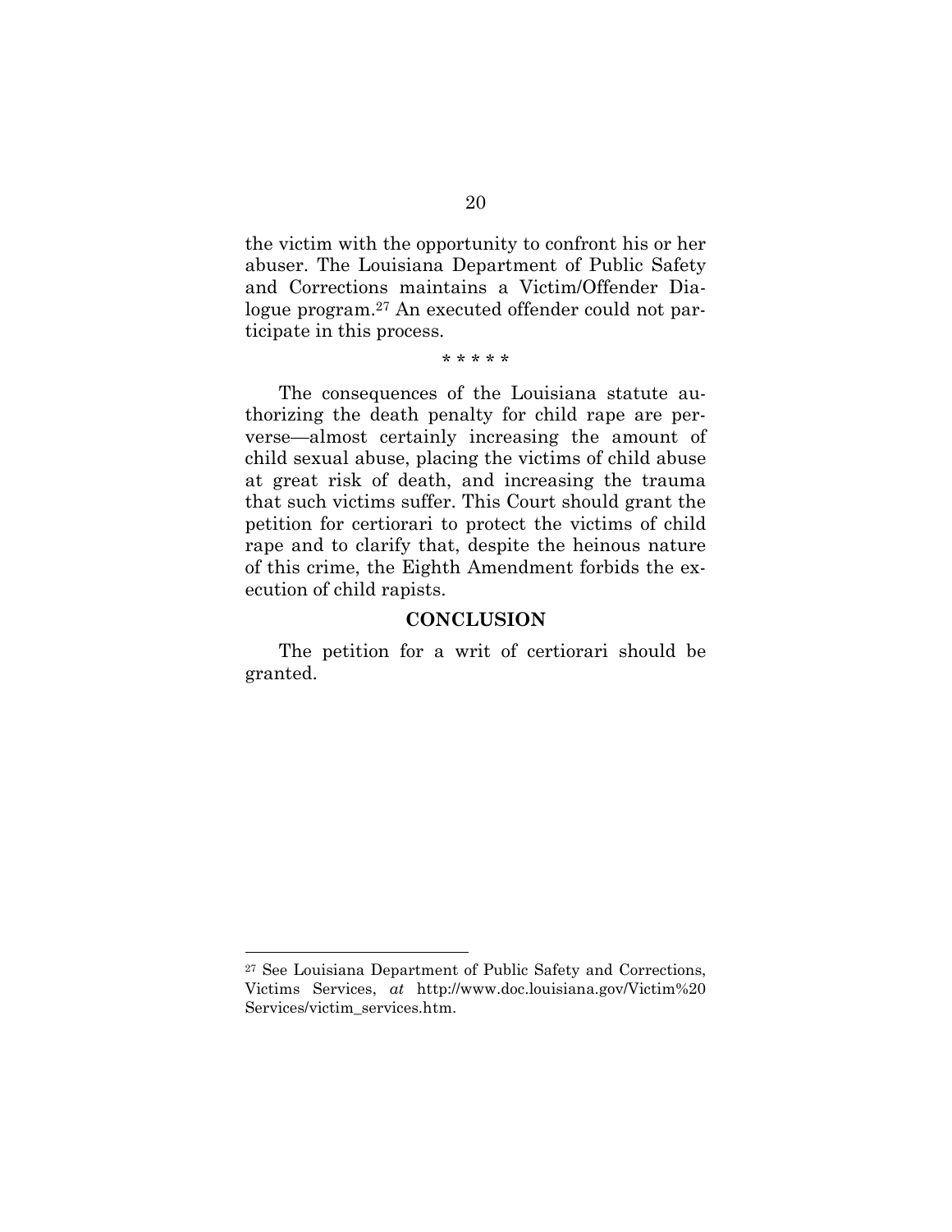the victim with the opportunity to confront his or her abuser. The Louisiana Department of Public Safety and Corrections maintains a Victim/Offender Dialogue program.[27] An executed offender could not participate in this process.

\* \* \* \* \*

The consequences of the Louisiana statute authorizing the death penalty for child rape are perverse—almost certainly increasing the amount of child sexual abuse, placing the victims of child abuse at great risk of death, and increasing the trauma that such victims suffer. This Court should grant the petition for certiorari to protect the victims of child rape and to clarify that, despite the heinous nature of this crime, the Eighth Amendment forbids the execution of child rapists.

## CONCLUSION

The petition for a writ of certiorari should be granted.

---

[27] See Louisiana Department of Public Safety and Corrections, Victims Services, *at* http://www.doc.louisiana.gov/Victim%20 Services/victim_services.htm.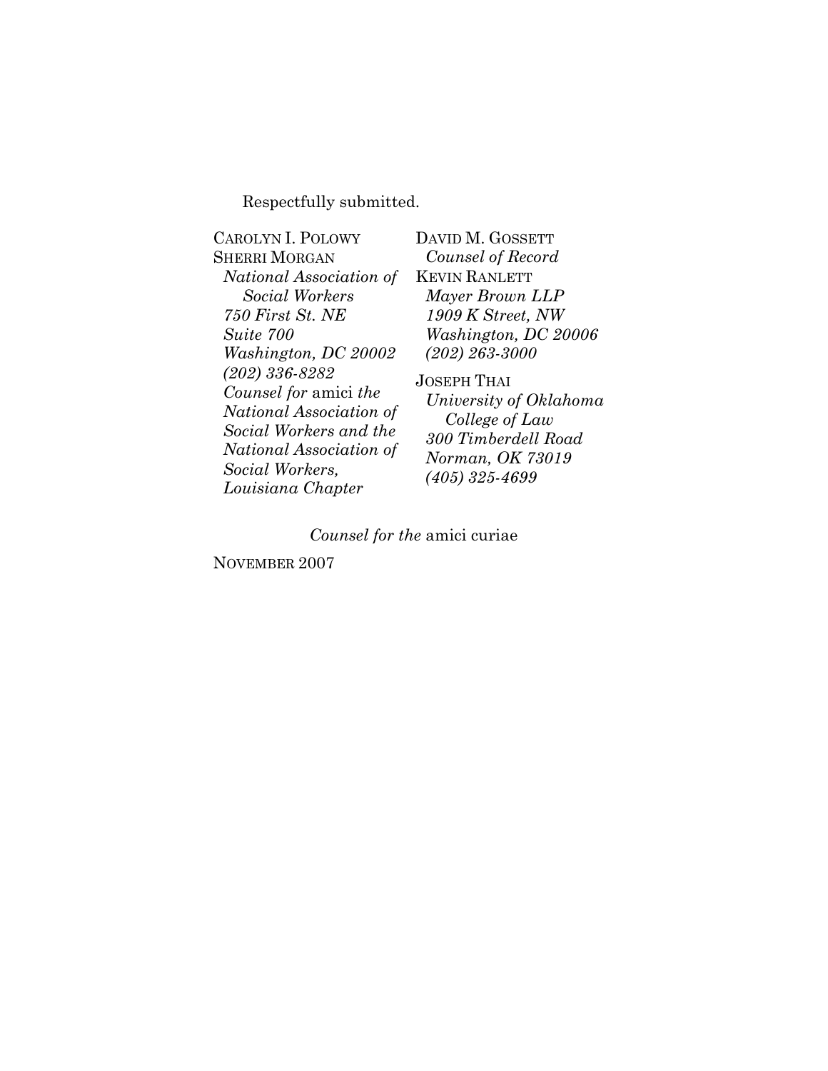Respectfully submitted.

CAROLYN I. POLOWY
SHERRI MORGAN
*National Association of Social Workers*
*750 First St. NE*
*Suite 700*
*Washington, DC 20002*
*(202) 336-8282*
*Counsel for* amici *the National Association of Social Workers and the National Association of Social Workers, Louisiana Chapter*

DAVID M. GOSSETT
*Counsel of Record*
KEVIN RANLETT
*Mayer Brown LLP*
*1909 K Street, NW*
*Washington, DC 20006*
*(202) 263-3000*

JOSEPH THAI
*University of Oklahoma College of Law*
*300 Timberdell Road*
*Norman, OK 73019*
*(405) 325-4699*

*Counsel for the* amici curiae

NOVEMBER 2007